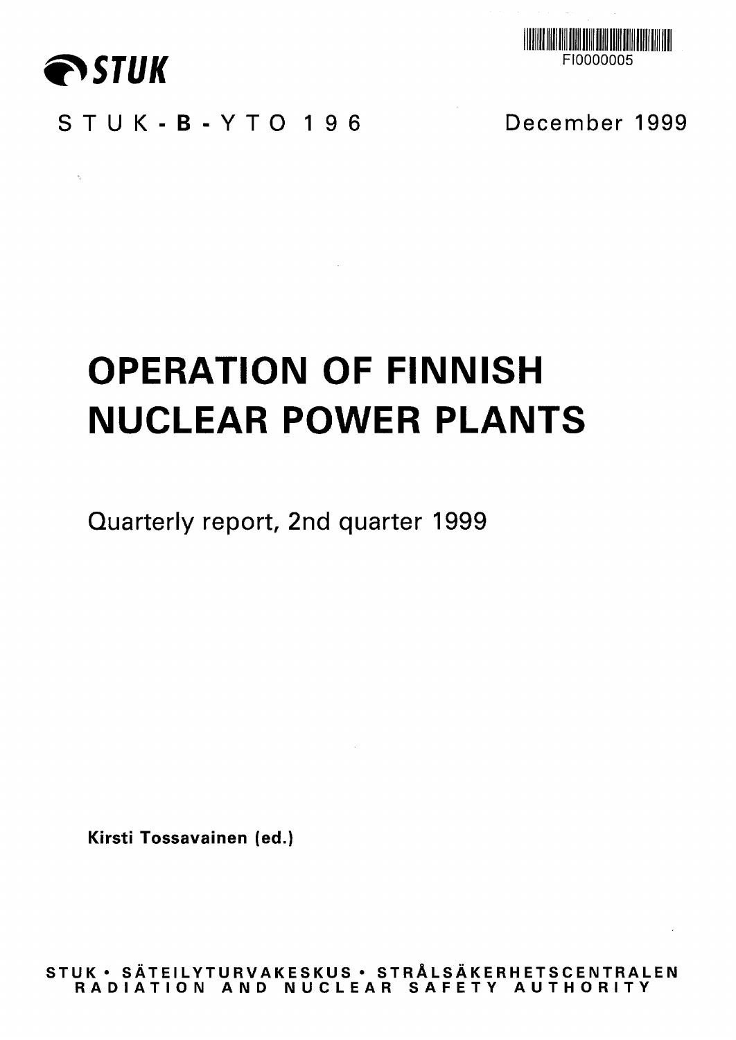STUK

FI0000005

STUK-B-YTO 196

December 1999

# OPERATION OF FINNISH NUCLEAR POWER PLANTS

Quarterly report, 2nd quarter 1999

**Kirsti Tossavainen (ed.)**

**STUK • SÄTEILYTURVAKESKUS • STRÅLSÄKERHETSCENTRALEN**
**RADIATION AND NUCLEAR SAFETY AUTHORITY**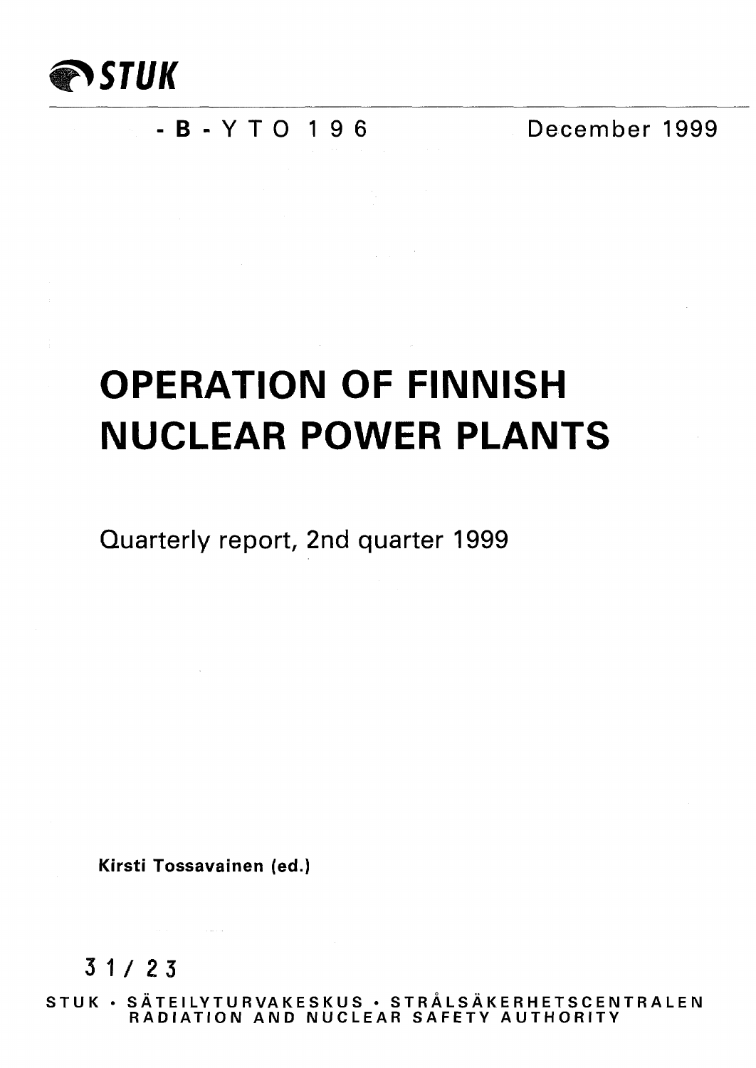STUK

-B- YTO 196

December 1999

# OPERATION OF FINNISH NUCLEAR POWER PLANTS

Quarterly report, 2nd quarter 1999

**Kirsti Tossavainen (ed.)**

31/23

STUK • SÄTEILYTURVAKESKUS • STRÅLSÄKERHETSCENTRALEN
RADIATION AND NUCLEAR SAFETY AUTHORITY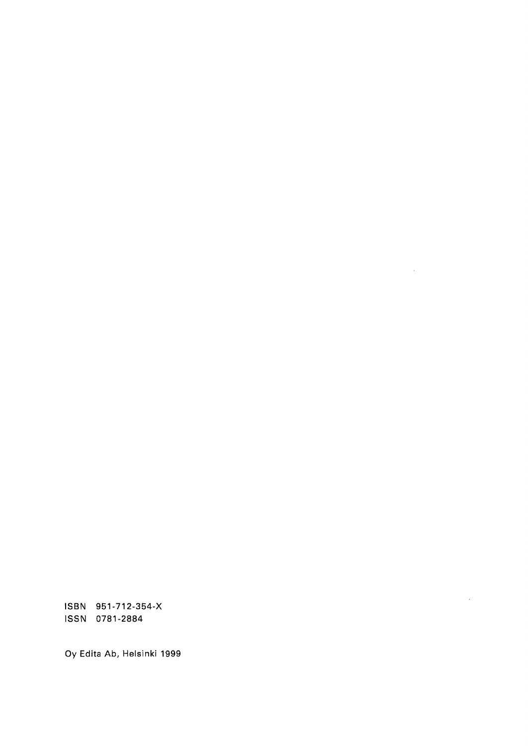ISBN 951-712-354-X
ISSN 0781-2884

Oy Edita Ab, Helsinki 1999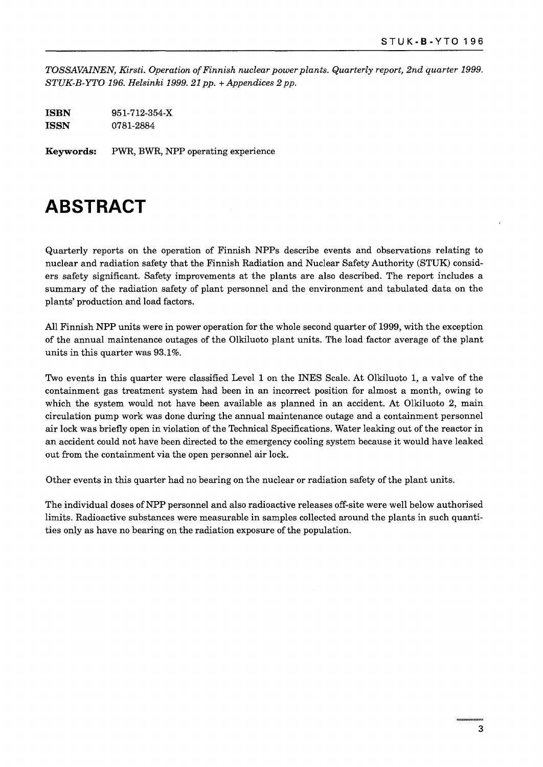*TOSSAVAINEN, Kirsti. Operation of Finnish nuclear power plants. Quarterly report, 2nd quarter 1999. STUK-B-YTO 196. Helsinki 1999. 21 pp. + Appendices 2 pp.*

**ISBN** 951-712-354-X
**ISSN** 0781-2884

**Keywords:** PWR, BWR, NPP operating experience

# ABSTRACT

Quarterly reports on the operation of Finnish NPPs describe events and observations relating to nuclear and radiation safety that the Finnish Radiation and Nuclear Safety Authority (STUK) considers safety significant. Safety improvements at the plants are also described. The report includes a summary of the radiation safety of plant personnel and the environment and tabulated data on the plants' production and load factors.

All Finnish NPP units were in power operation for the whole second quarter of 1999, with the exception of the annual maintenance outages of the Olkiluoto plant units. The load factor average of the plant units in this quarter was 93.1%.

Two events in this quarter were classified Level 1 on the INES Scale. At Olkiluoto 1, a valve of the containment gas treatment system had been in an incorrect position for almost a month, owing to which the system would not have been available as planned in an accident. At Olkiluoto 2, main circulation pump work was done during the annual maintenance outage and a containment personnel air lock was briefly open in violation of the Technical Specifications. Water leaking out of the reactor in an accident could not have been directed to the emergency cooling system because it would have leaked out from the containment via the open personnel air lock.

Other events in this quarter had no bearing on the nuclear or radiation safety of the plant units.

The individual doses of NPP personnel and also radioactive releases off-site were well below authorised limits. Radioactive substances were measurable in samples collected around the plants in such quantities only as have no bearing on the radiation exposure of the population.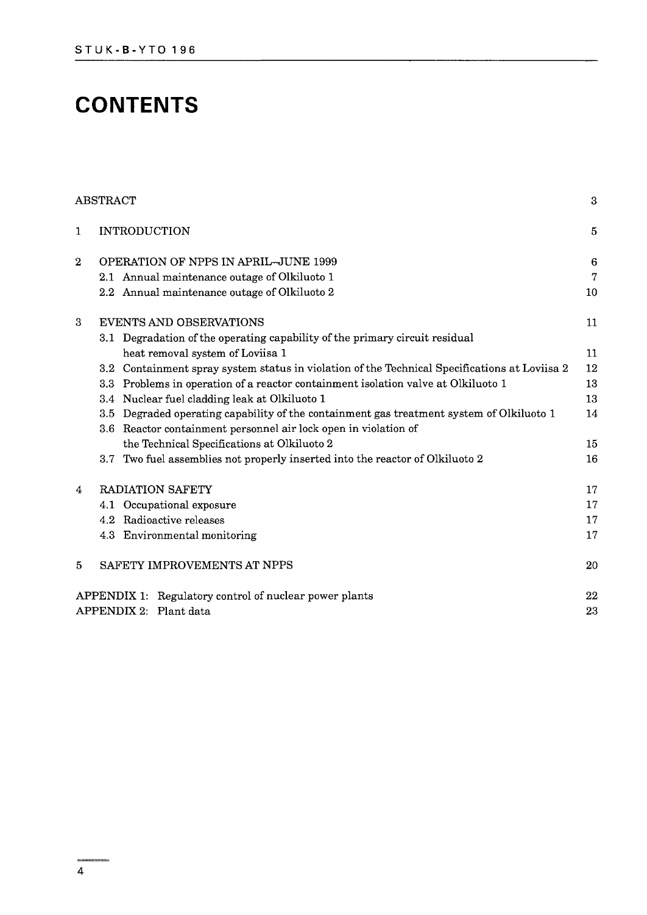# CONTENTS

| | | |
|---|---|---|
| ABSTRACT | | 3 |
| 1 | INTRODUCTION | 5 |
| 2 | OPERATION OF NPPS IN APRIL–JUNE 1999 | 6 |
| | 2.1 Annual maintenance outage of Olkiluoto 1 | 7 |
| | 2.2 Annual maintenance outage of Olkiluoto 2 | 10 |
| 3 | EVENTS AND OBSERVATIONS | 11 |
| | 3.1 Degradation of the operating capability of the primary circuit residual heat removal system of Loviisa 1 | 11 |
| | 3.2 Containment spray system status in violation of the Technical Specifications at Loviisa 2 | 12 |
| | 3.3 Problems in operation of a reactor containment isolation valve at Olkiluoto 1 | 13 |
| | 3.4 Nuclear fuel cladding leak at Olkiluoto 1 | 13 |
| | 3.5 Degraded operating capability of the containment gas treatment system of Olkiluoto 1 | 14 |
| | 3.6 Reactor containment personnel air lock open in violation of the Technical Specifications at Olkiluoto 2 | 15 |
| | 3.7 Two fuel assemblies not properly inserted into the reactor of Olkiluoto 2 | 16 |
| 4 | RADIATION SAFETY | 17 |
| | 4.1 Occupational exposure | 17 |
| | 4.2 Radioactive releases | 17 |
| | 4.3 Environmental monitoring | 17 |
| 5 | SAFETY IMPROVEMENTS AT NPPS | 20 |
| APPENDIX 1: | Regulatory control of nuclear power plants | 22 |
| APPENDIX 2: | Plant data | 23 |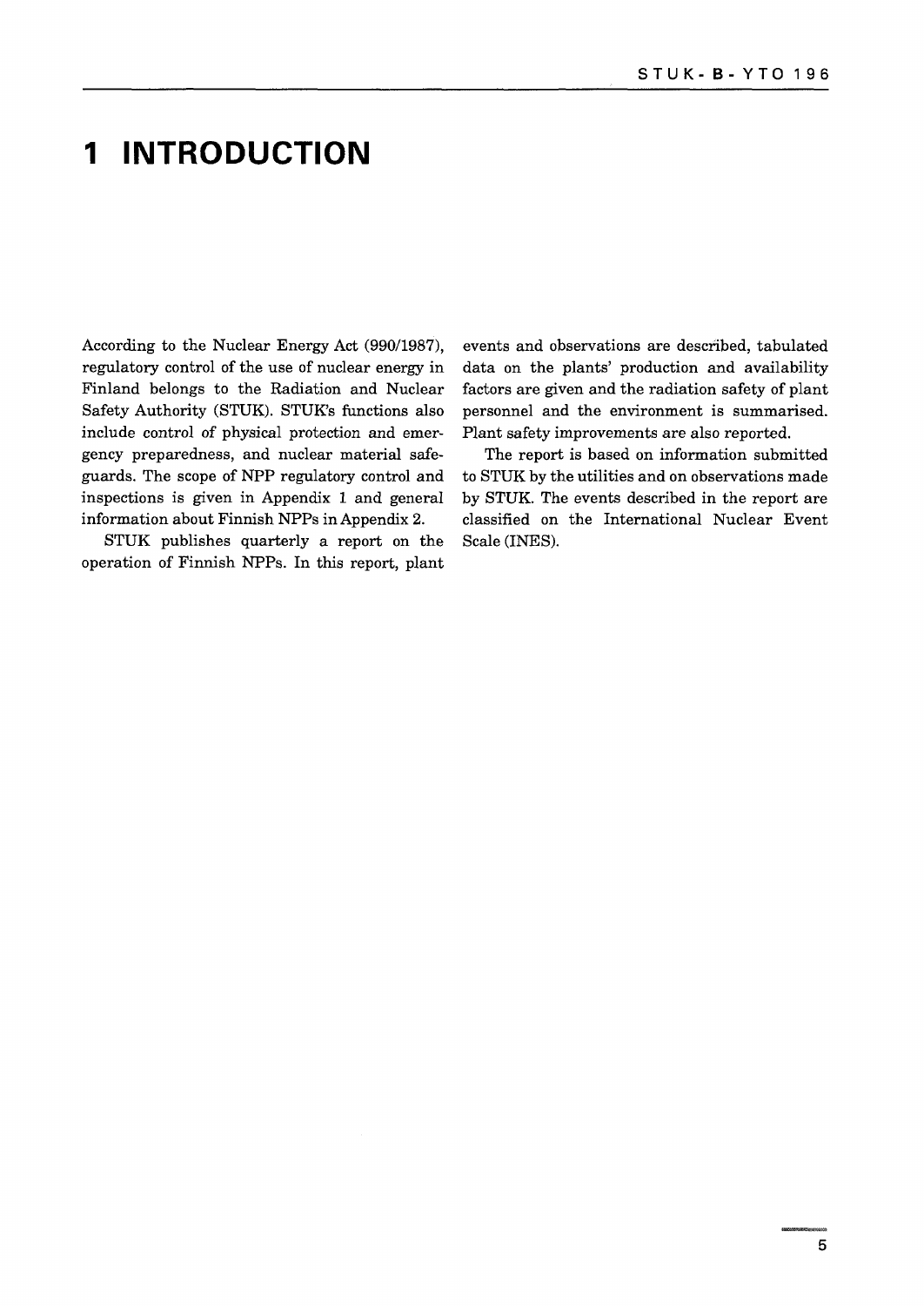# 1 INTRODUCTION

According to the Nuclear Energy Act (990/1987), regulatory control of the use of nuclear energy in Finland belongs to the Radiation and Nuclear Safety Authority (STUK). STUK's functions also include control of physical protection and emergency preparedness, and nuclear material safeguards. The scope of NPP regulatory control and inspections is given in Appendix 1 and general information about Finnish NPPs in Appendix 2.

STUK publishes quarterly a report on the operation of Finnish NPPs. In this report, plant events and observations are described, tabulated data on the plants' production and availability factors are given and the radiation safety of plant personnel and the environment is summarised. Plant safety improvements are also reported.

The report is based on information submitted to STUK by the utilities and on observations made by STUK. The events described in the report are classified on the International Nuclear Event Scale (INES).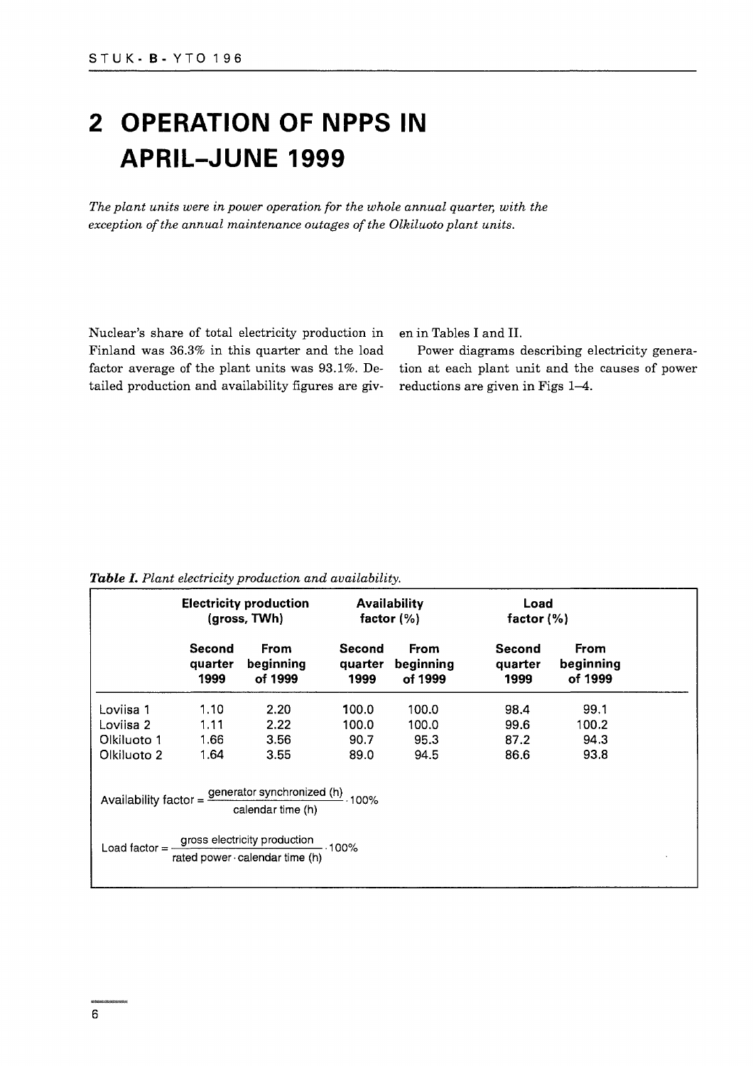# 2 OPERATION OF NPPS IN APRIL–JUNE 1999

*The plant units were in power operation for the whole annual quarter, with the exception of the annual maintenance outages of the Olkiluoto plant units.*

Nuclear's share of total electricity production in Finland was 36.3% in this quarter and the load factor average of the plant units was 93.1%. Detailed production and availability figures are given in Tables I and II.

Power diagrams describing electricity generation at each plant unit and the causes of power reductions are given in Figs 1–4.

***Table I.*** *Plant electricity production and availability.*

| | Electricity production (gross, TWh) | | Availability factor (%) | | Load factor (%) | |
|---|---|---|---|---|---|---|
| | Second quarter 1999 | From beginning of 1999 | Second quarter 1999 | From beginning of 1999 | Second quarter 1999 | From beginning of 1999 |
| Loviisa 1 | 1.10 | 2.20 | 100.0 | 100.0 | 98.4 | 99.1 |
| Loviisa 2 | 1.11 | 2.22 | 100.0 | 100.0 | 99.6 | 100.2 |
| Olkiluoto 1 | 1.66 | 3.56 | 90.7 | 95.3 | 87.2 | 94.3 |
| Olkiluoto 2 | 1.64 | 3.55 | 89.0 | 94.5 | 86.6 | 93.8 |

$$\text{Availability factor} = \frac{\text{generator synchronized (h)}}{\text{calendar time (h)}} \cdot 100\%$$

$$\text{Load factor} = \frac{\text{gross electricity production}}{\text{rated power} \cdot \text{calendar time (h)}} \cdot 100\%$$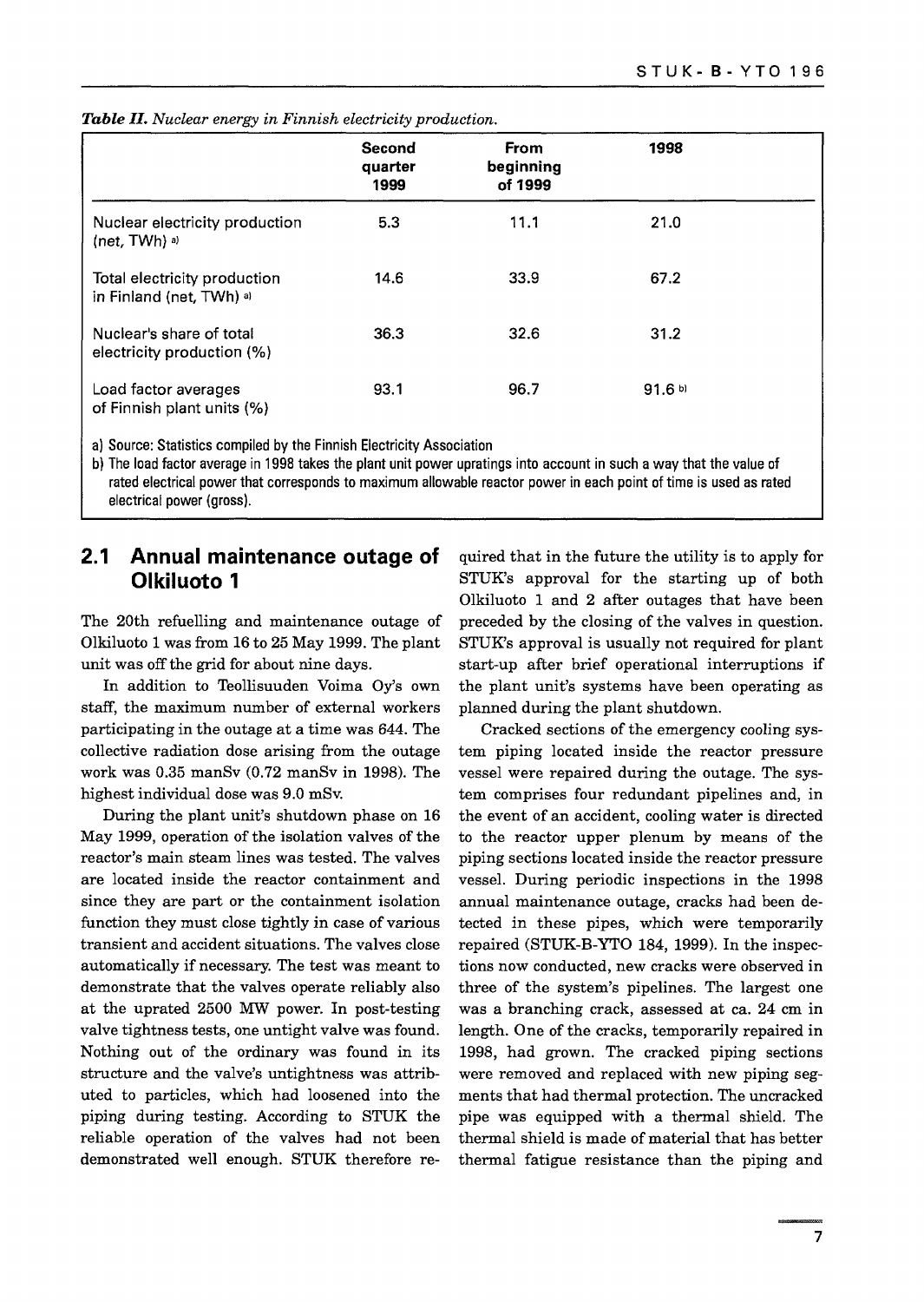*Table II. Nuclear energy in Finnish electricity production.*

| | Second quarter 1999 | From beginning of 1999 | 1998 |
|---|---|---|---|
| Nuclear electricity production (net, TWh) [a] | 5.3 | 11.1 | 21.0 |
| Total electricity production in Finland (net, TWh) [a] | 14.6 | 33.9 | 67.2 |
| Nuclear's share of total electricity production (%) | 36.3 | 32.6 | 31.2 |
| Load factor averages of Finnish plant units (%) | 93.1 | 96.7 | 91.6 [b] |

a) Source: Statistics compiled by the Finnish Electricity Association

b) The load factor average in 1998 takes the plant unit power upratings into account in such a way that the value of rated electrical power that corresponds to maximum allowable reactor power in each point of time is used as rated electrical power (gross).

## 2.1 Annual maintenance outage of Olkiluoto 1

The 20th refuelling and maintenance outage of Olkiluoto 1 was from 16 to 25 May 1999. The plant unit was off the grid for about nine days.

In addition to Teollisuuden Voima Oy's own staff, the maximum number of external workers participating in the outage at a time was 644. The collective radiation dose arising from the outage work was 0.35 manSv (0.72 manSv in 1998). The highest individual dose was 9.0 mSv.

During the plant unit's shutdown phase on 16 May 1999, operation of the isolation valves of the reactor's main steam lines was tested. The valves are located inside the reactor containment and since they are part or the containment isolation function they must close tightly in case of various transient and accident situations. The valves close automatically if necessary. The test was meant to demonstrate that the valves operate reliably also at the uprated 2500 MW power. In post-testing valve tightness tests, one untight valve was found. Nothing out of the ordinary was found in its structure and the valve's untightness was attributed to particles, which had loosened into the piping during testing. According to STUK the reliable operation of the valves had not been demonstrated well enough. STUK therefore required that in the future the utility is to apply for STUK's approval for the starting up of both Olkiluoto 1 and 2 after outages that have been preceded by the closing of the valves in question. STUK's approval is usually not required for plant start-up after brief operational interruptions if the plant unit's systems have been operating as planned during the plant shutdown.

Cracked sections of the emergency cooling system piping located inside the reactor pressure vessel were repaired during the outage. The system comprises four redundant pipelines and, in the event of an accident, cooling water is directed to the reactor upper plenum by means of the piping sections located inside the reactor pressure vessel. During periodic inspections in the 1998 annual maintenance outage, cracks had been detected in these pipes, which were temporarily repaired (STUK-B-YTO 184, 1999). In the inspections now conducted, new cracks were observed in three of the system's pipelines. The largest one was a branching crack, assessed at ca. 24 cm in length. One of the cracks, temporarily repaired in 1998, had grown. The cracked piping sections were removed and replaced with new piping segments that had thermal protection. The uncracked pipe was equipped with a thermal shield. The thermal shield is made of material that has better thermal fatigue resistance than the piping and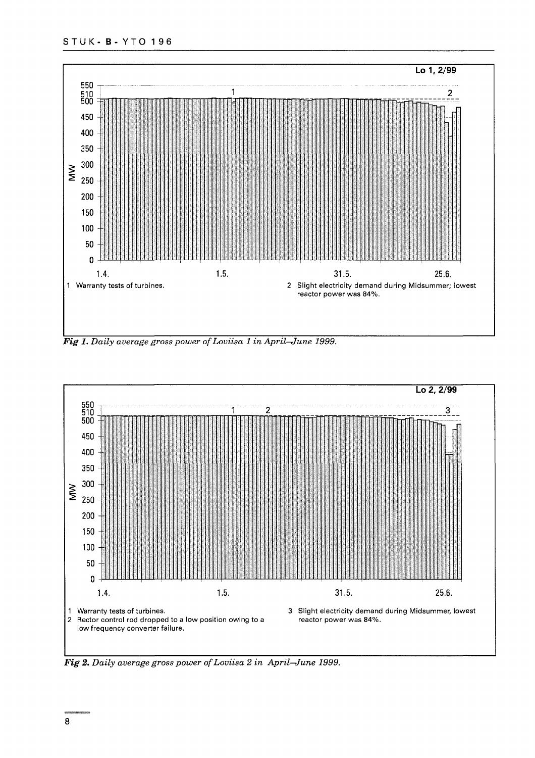Lo 1, 2/99

1 Warranty tests of turbines.

2 Slight electricity demand during Midsummer; lowest reactor power was 84%.

*Fig 1. Daily average gross power of Loviisa 1 in April–June 1999.*

Lo 2, 2/99

1 Warranty tests of turbines.

2 Rector control rod dropped to a low position owing to a low frequency converter failure.

3 Slight electricity demand during Midsummer, lowest reactor power was 84%.

*Fig 2. Daily average gross power of Loviisa 2 in April–June 1999.*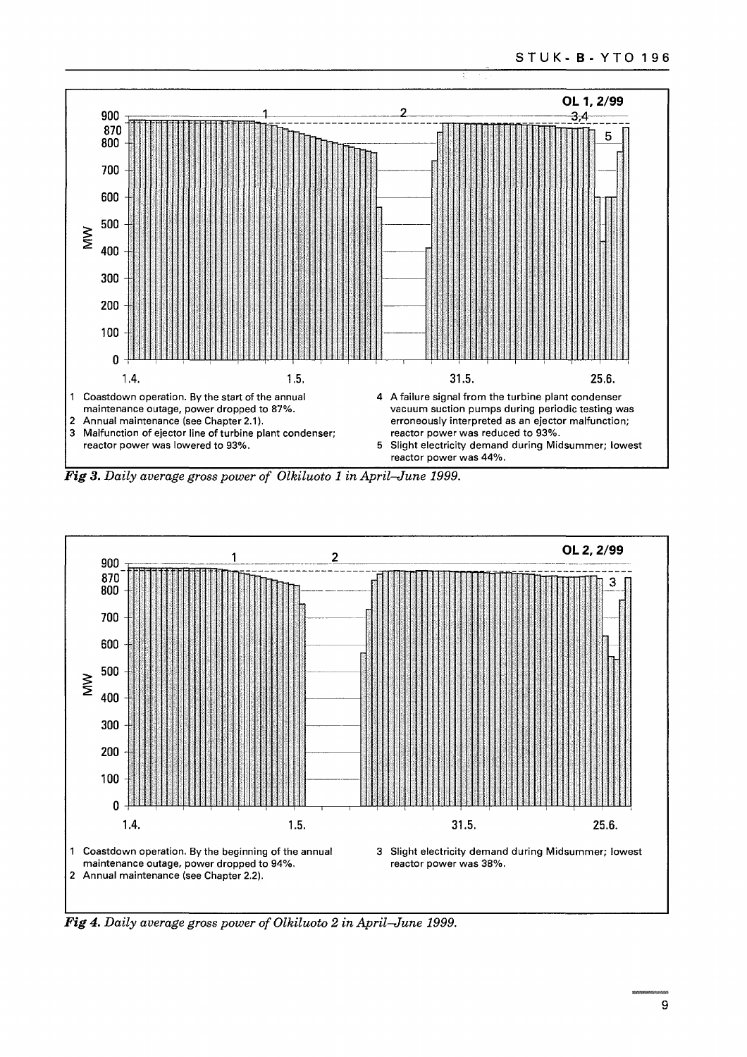**OL 1, 2/99**

1. Coastdown operation. By the start of the annual maintenance outage, power dropped to 87%.
2. Annual maintenance (see Chapter 2.1).
3. Malfunction of ejector line of turbine plant condenser; reactor power was lowered to 93%.
4. A failure signal from the turbine plant condenser vacuum suction pumps during periodic testing was erroneously interpreted as an ejector malfunction; reactor power was reduced to 93%.
5. Slight electricity demand during Midsummer; lowest reactor power was 44%.

***Fig 3.*** *Daily average gross power of Olkiluoto 1 in April–June 1999.*

**OL 2, 2/99**

1. Coastdown operation. By the beginning of the annual maintenance outage, power dropped to 94%.
2. Annual maintenance (see Chapter 2.2).
3. Slight electricity demand during Midsummer; lowest reactor power was 38%.

***Fig 4.*** *Daily average gross power of Olkiluoto 2 in April–June 1999.*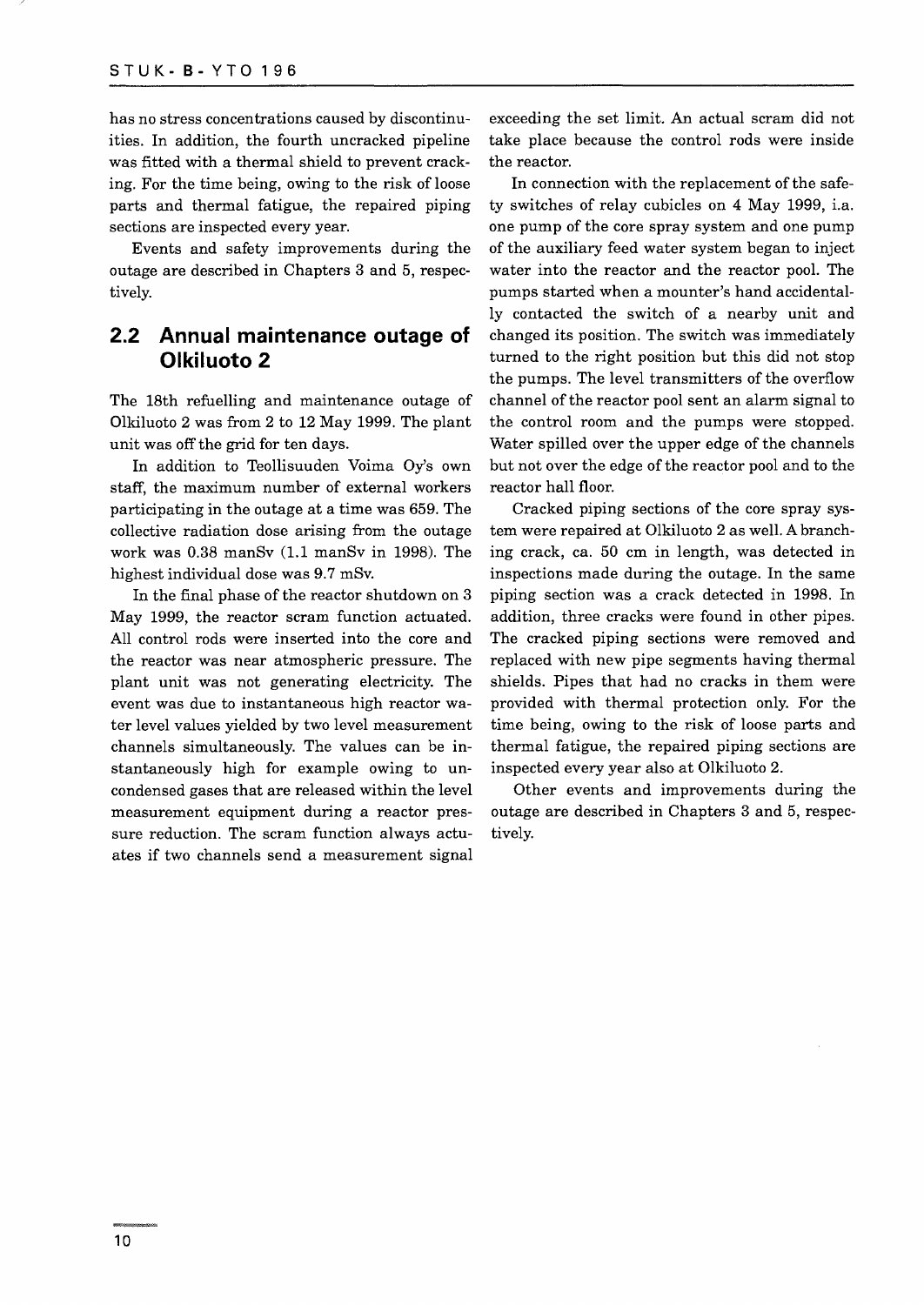has no stress concentrations caused by discontinuities. In addition, the fourth uncracked pipeline was fitted with a thermal shield to prevent cracking. For the time being, owing to the risk of loose parts and thermal fatigue, the repaired piping sections are inspected every year.

Events and safety improvements during the outage are described in Chapters 3 and 5, respectively.

## 2.2 Annual maintenance outage of Olkiluoto 2

The 18th refuelling and maintenance outage of Olkiluoto 2 was from 2 to 12 May 1999. The plant unit was off the grid for ten days.

In addition to Teollisuuden Voima Oy's own staff, the maximum number of external workers participating in the outage at a time was 659. The collective radiation dose arising from the outage work was 0.38 manSv (1.1 manSv in 1998). The highest individual dose was 9.7 mSv.

In the final phase of the reactor shutdown on 3 May 1999, the reactor scram function actuated. All control rods were inserted into the core and the reactor was near atmospheric pressure. The plant unit was not generating electricity. The event was due to instantaneous high reactor water level values yielded by two level measurement channels simultaneously. The values can be instantaneously high for example owing to uncondensed gases that are released within the level measurement equipment during a reactor pressure reduction. The scram function always actuates if two channels send a measurement signal exceeding the set limit. An actual scram did not take place because the control rods were inside the reactor.

In connection with the replacement of the safety switches of relay cubicles on 4 May 1999, i.a. one pump of the core spray system and one pump of the auxiliary feed water system began to inject water into the reactor and the reactor pool. The pumps started when a mounter's hand accidentally contacted the switch of a nearby unit and changed its position. The switch was immediately turned to the right position but this did not stop the pumps. The level transmitters of the overflow channel of the reactor pool sent an alarm signal to the control room and the pumps were stopped. Water spilled over the upper edge of the channels but not over the edge of the reactor pool and to the reactor hall floor.

Cracked piping sections of the core spray system were repaired at Olkiluoto 2 as well. A branching crack, ca. 50 cm in length, was detected in inspections made during the outage. In the same piping section was a crack detected in 1998. In addition, three cracks were found in other pipes. The cracked piping sections were removed and replaced with new pipe segments having thermal shields. Pipes that had no cracks in them were provided with thermal protection only. For the time being, owing to the risk of loose parts and thermal fatigue, the repaired piping sections are inspected every year also at Olkiluoto 2.

Other events and improvements during the outage are described in Chapters 3 and 5, respectively.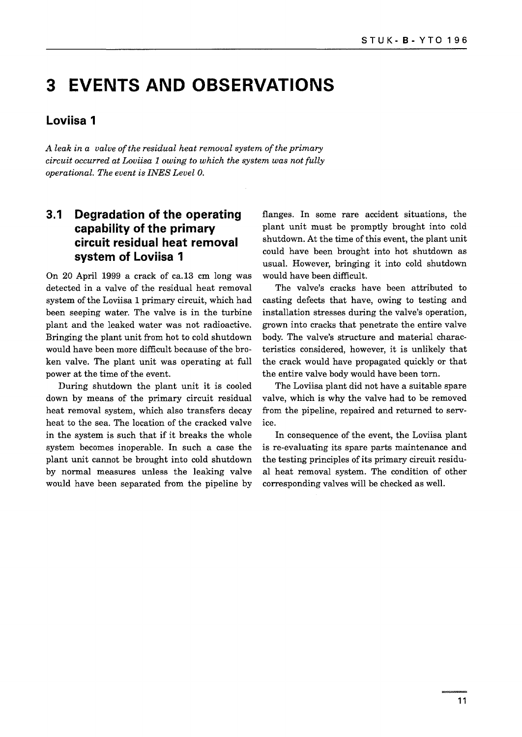# 3 EVENTS AND OBSERVATIONS

## Loviisa 1

*A leak in a valve of the residual heat removal system of the primary circuit occurred at Loviisa 1 owing to which the system was not fully operational. The event is INES Level 0.*

### 3.1 Degradation of the operating capability of the primary circuit residual heat removal system of Loviisa 1

On 20 April 1999 a crack of ca.13 cm long was detected in a valve of the residual heat removal system of the Loviisa 1 primary circuit, which had been seeping water. The valve is in the turbine plant and the leaked water was not radioactive. Bringing the plant unit from hot to cold shutdown would have been more difficult because of the broken valve. The plant unit was operating at full power at the time of the event.

During shutdown the plant unit it is cooled down by means of the primary circuit residual heat removal system, which also transfers decay heat to the sea. The location of the cracked valve in the system is such that if it breaks the whole system becomes inoperable. In such a case the plant unit cannot be brought into cold shutdown by normal measures unless the leaking valve would have been separated from the pipeline by flanges. In some rare accident situations, the plant unit must be promptly brought into cold shutdown. At the time of this event, the plant unit could have been brought into hot shutdown as usual. However, bringing it into cold shutdown would have been difficult.

The valve's cracks have been attributed to casting defects that have, owing to testing and installation stresses during the valve's operation, grown into cracks that penetrate the entire valve body. The valve's structure and material characteristics considered, however, it is unlikely that the crack would have propagated quickly or that the entire valve body would have been torn.

The Loviisa plant did not have a suitable spare valve, which is why the valve had to be removed from the pipeline, repaired and returned to service.

In consequence of the event, the Loviisa plant is re-evaluating its spare parts maintenance and the testing principles of its primary circuit residual heat removal system. The condition of other corresponding valves will be checked as well.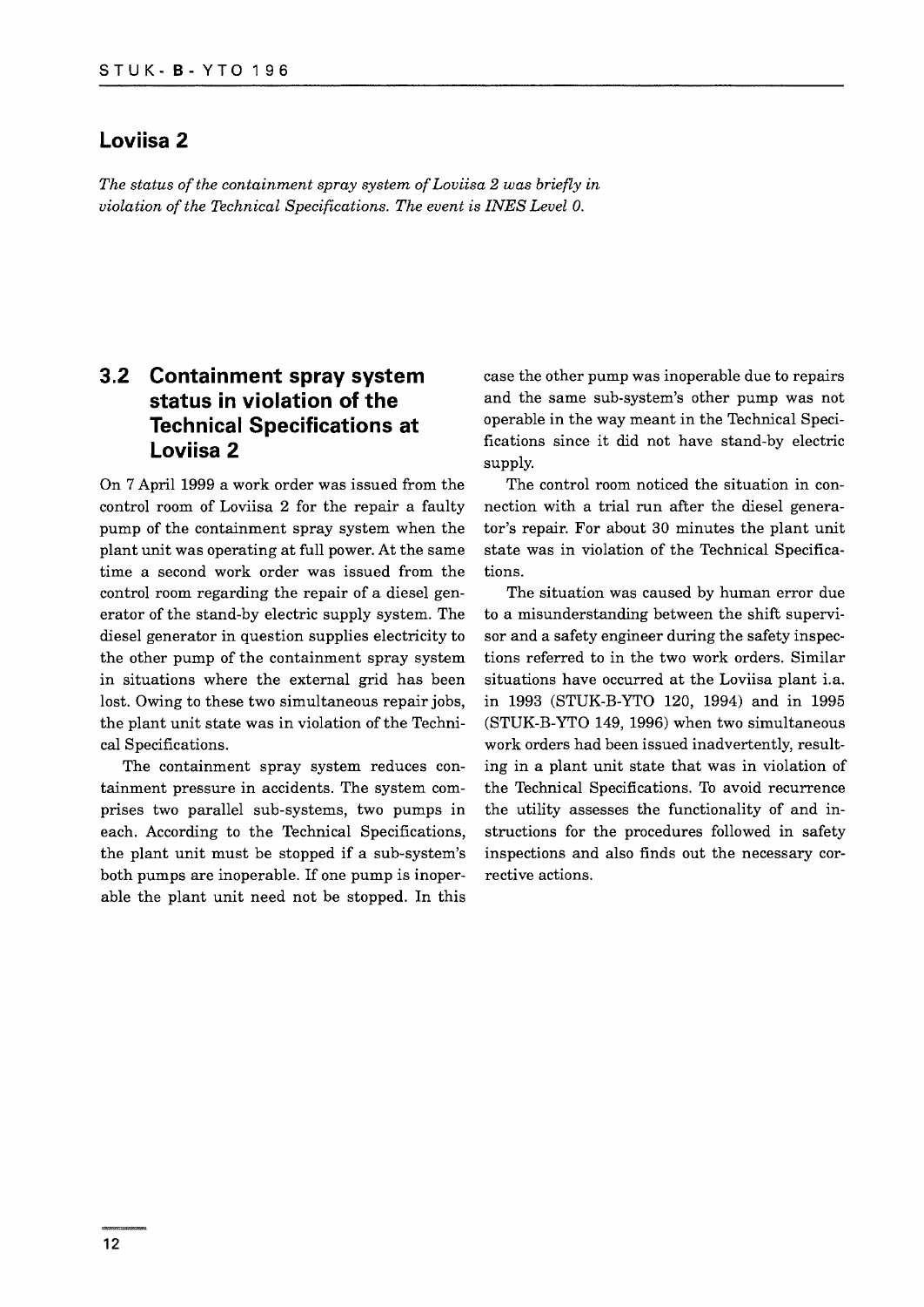## Loviisa 2

*The status of the containment spray system of Loviisa 2 was briefly in violation of the Technical Specifications. The event is INES Level 0.*

## 3.2 Containment spray system status in violation of the Technical Specifications at Loviisa 2

On 7 April 1999 a work order was issued from the control room of Loviisa 2 for the repair a faulty pump of the containment spray system when the plant unit was operating at full power. At the same time a second work order was issued from the control room regarding the repair of a diesel generator of the stand-by electric supply system. The diesel generator in question supplies electricity to the other pump of the containment spray system in situations where the external grid has been lost. Owing to these two simultaneous repair jobs, the plant unit state was in violation of the Technical Specifications.

The containment spray system reduces containment pressure in accidents. The system comprises two parallel sub-systems, two pumps in each. According to the Technical Specifications, the plant unit must be stopped if a sub-system's both pumps are inoperable. If one pump is inoperable the plant unit need not be stopped. In this case the other pump was inoperable due to repairs and the same sub-system's other pump was not operable in the way meant in the Technical Specifications since it did not have stand-by electric supply.

The control room noticed the situation in connection with a trial run after the diesel generator's repair. For about 30 minutes the plant unit state was in violation of the Technical Specifications.

The situation was caused by human error due to a misunderstanding between the shift supervisor and a safety engineer during the safety inspections referred to in the two work orders. Similar situations have occurred at the Loviisa plant i.a. in 1993 (STUK-B-YTO 120, 1994) and in 1995 (STUK-B-YTO 149, 1996) when two simultaneous work orders had been issued inadvertently, resulting in a plant unit state that was in violation of the Technical Specifications. To avoid recurrence the utility assesses the functionality of and instructions for the procedures followed in safety inspections and also finds out the necessary corrective actions.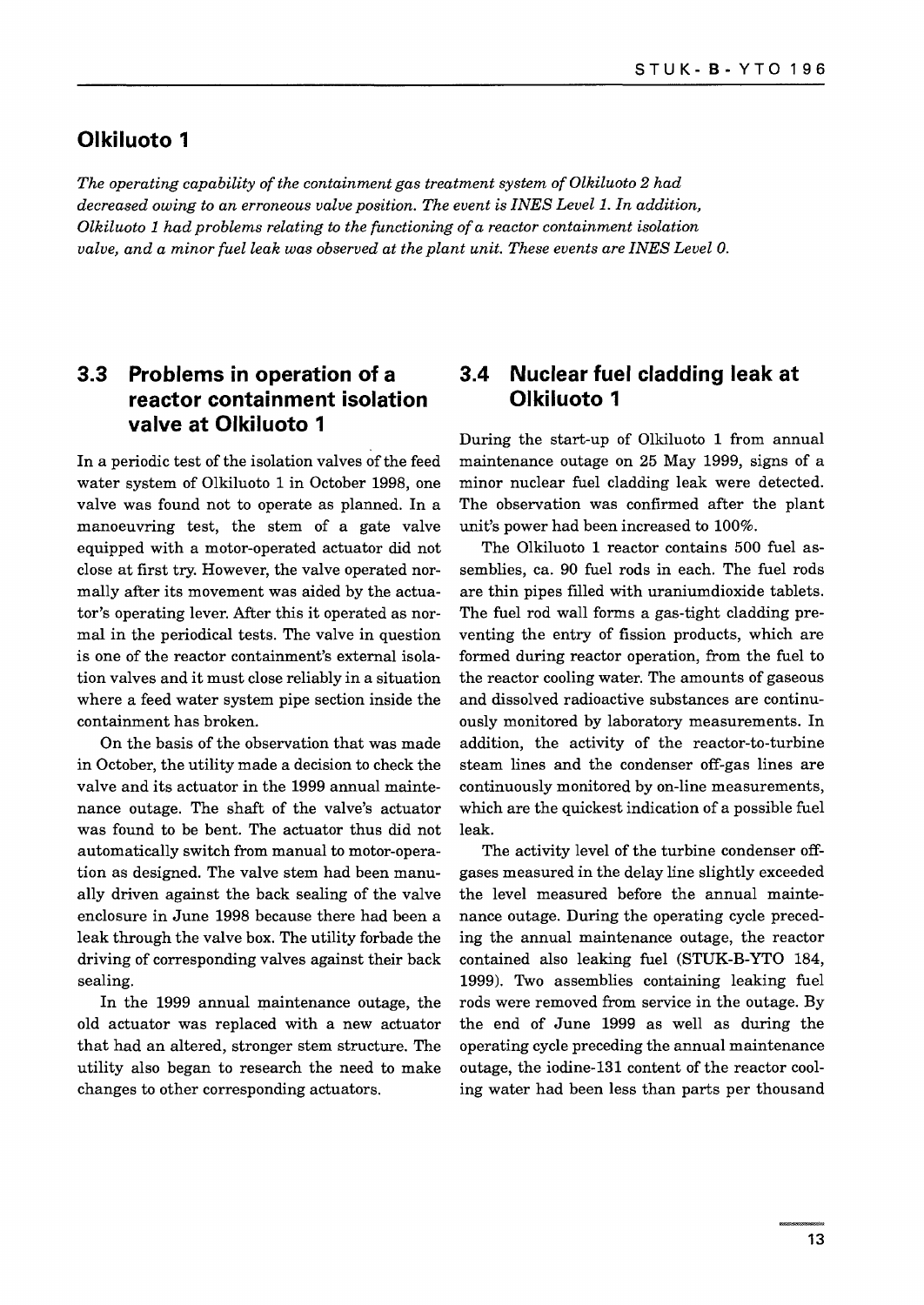## Olkiluoto 1

*The operating capability of the containment gas treatment system of Olkiluoto 2 had decreased owing to an erroneous valve position. The event is INES Level 1. In addition, Olkiluoto 1 had problems relating to the functioning of a reactor containment isolation valve, and a minor fuel leak was observed at the plant unit. These events are INES Level 0.*

## 3.3 Problems in operation of a reactor containment isolation valve at Olkiluoto 1

In a periodic test of the isolation valves of the feed water system of Olkiluoto 1 in October 1998, one valve was found not to operate as planned. In a manoeuvring test, the stem of a gate valve equipped with a motor-operated actuator did not close at first try. However, the valve operated normally after its movement was aided by the actuator's operating lever. After this it operated as normal in the periodical tests. The valve in question is one of the reactor containment's external isolation valves and it must close reliably in a situation where a feed water system pipe section inside the containment has broken.

On the basis of the observation that was made in October, the utility made a decision to check the valve and its actuator in the 1999 annual maintenance outage. The shaft of the valve's actuator was found to be bent. The actuator thus did not automatically switch from manual to motor-operation as designed. The valve stem had been manually driven against the back sealing of the valve enclosure in June 1998 because there had been a leak through the valve box. The utility forbade the driving of corresponding valves against their back sealing.

In the 1999 annual maintenance outage, the old actuator was replaced with a new actuator that had an altered, stronger stem structure. The utility also began to research the need to make changes to other corresponding actuators.

## 3.4 Nuclear fuel cladding leak at Olkiluoto 1

During the start-up of Olkiluoto 1 from annual maintenance outage on 25 May 1999, signs of a minor nuclear fuel cladding leak were detected. The observation was confirmed after the plant unit's power had been increased to 100%.

The Olkiluoto 1 reactor contains 500 fuel assemblies, ca. 90 fuel rods in each. The fuel rods are thin pipes filled with uraniumdioxide tablets. The fuel rod wall forms a gas-tight cladding preventing the entry of fission products, which are formed during reactor operation, from the fuel to the reactor cooling water. The amounts of gaseous and dissolved radioactive substances are continuously monitored by laboratory measurements. In addition, the activity of the reactor-to-turbine steam lines and the condenser off-gas lines are continuously monitored by on-line measurements, which are the quickest indication of a possible fuel leak.

The activity level of the turbine condenser off-gases measured in the delay line slightly exceeded the level measured before the annual maintenance outage. During the operating cycle preceding the annual maintenance outage, the reactor contained also leaking fuel (STUK-B-YTO 184, 1999). Two assemblies containing leaking fuel rods were removed from service in the outage. By the end of June 1999 as well as during the operating cycle preceding the annual maintenance outage, the iodine-131 content of the reactor cooling water had been less than parts per thousand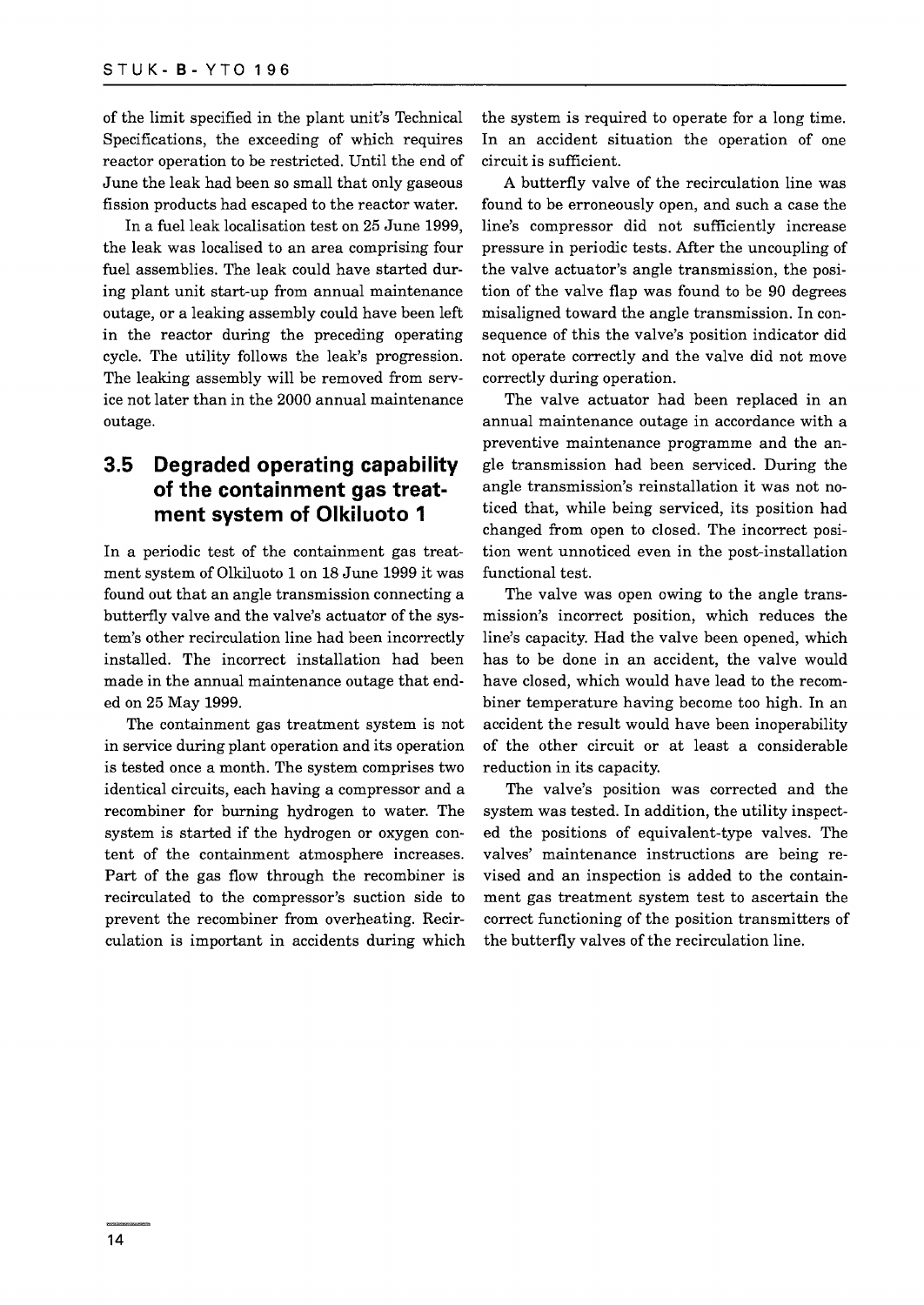of the limit specified in the plant unit's Technical Specifications, the exceeding of which requires reactor operation to be restricted. Until the end of June the leak had been so small that only gaseous fission products had escaped to the reactor water.

In a fuel leak localisation test on 25 June 1999, the leak was localised to an area comprising four fuel assemblies. The leak could have started during plant unit start-up from annual maintenance outage, or a leaking assembly could have been left in the reactor during the preceding operating cycle. The utility follows the leak's progression. The leaking assembly will be removed from service not later than in the 2000 annual maintenance outage.

## 3.5 Degraded operating capability of the containment gas treatment system of Olkiluoto 1

In a periodic test of the containment gas treatment system of Olkiluoto 1 on 18 June 1999 it was found out that an angle transmission connecting a butterfly valve and the valve's actuator of the system's other recirculation line had been incorrectly installed. The incorrect installation had been made in the annual maintenance outage that ended on 25 May 1999.

The containment gas treatment system is not in service during plant operation and its operation is tested once a month. The system comprises two identical circuits, each having a compressor and a recombiner for burning hydrogen to water. The system is started if the hydrogen or oxygen content of the containment atmosphere increases. Part of the gas flow through the recombiner is recirculated to the compressor's suction side to prevent the recombiner from overheating. Recirculation is important in accidents during which the system is required to operate for a long time. In an accident situation the operation of one circuit is sufficient.

A butterfly valve of the recirculation line was found to be erroneously open, and such a case the line's compressor did not sufficiently increase pressure in periodic tests. After the uncoupling of the valve actuator's angle transmission, the position of the valve flap was found to be 90 degrees misaligned toward the angle transmission. In consequence of this the valve's position indicator did not operate correctly and the valve did not move correctly during operation.

The valve actuator had been replaced in an annual maintenance outage in accordance with a preventive maintenance programme and the angle transmission had been serviced. During the angle transmission's reinstallation it was not noticed that, while being serviced, its position had changed from open to closed. The incorrect position went unnoticed even in the post-installation functional test.

The valve was open owing to the angle transmission's incorrect position, which reduces the line's capacity. Had the valve been opened, which has to be done in an accident, the valve would have closed, which would have lead to the recombiner temperature having become too high. In an accident the result would have been inoperability of the other circuit or at least a considerable reduction in its capacity.

The valve's position was corrected and the system was tested. In addition, the utility inspected the positions of equivalent-type valves. The valves' maintenance instructions are being revised and an inspection is added to the containment gas treatment system test to ascertain the correct functioning of the position transmitters of the butterfly valves of the recirculation line.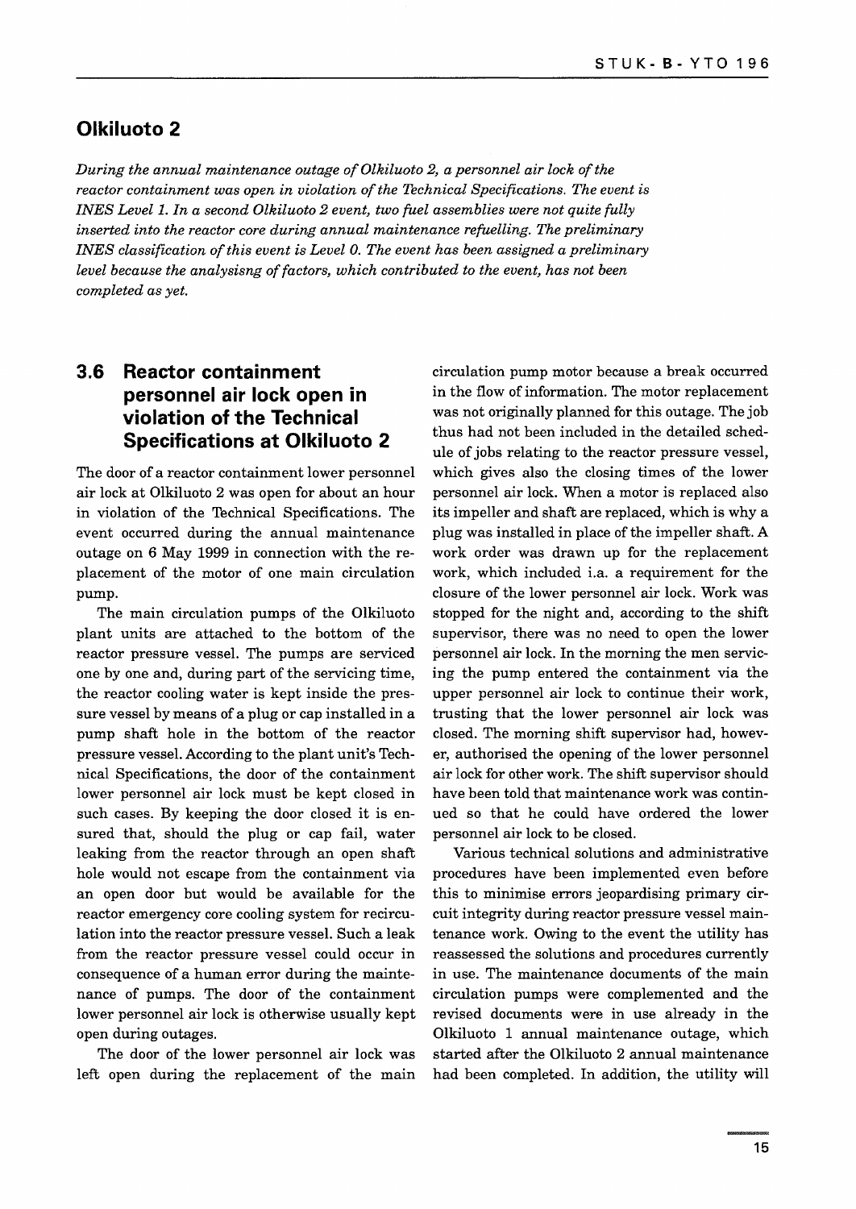## Olkiluoto 2

*During the annual maintenance outage of Olkiluoto 2, a personnel air lock of the reactor containment was open in violation of the Technical Specifications. The event is INES Level 1. In a second Olkiluoto 2 event, two fuel assemblies were not quite fully inserted into the reactor core during annual maintenance refuelling. The preliminary INES classification of this event is Level 0. The event has been assigned a preliminary level because the analysisng of factors, which contributed to the event, has not been completed as yet.*

### 3.6 Reactor containment personnel air lock open in violation of the Technical Specifications at Olkiluoto 2

The door of a reactor containment lower personnel air lock at Olkiluoto 2 was open for about an hour in violation of the Technical Specifications. The event occurred during the annual maintenance outage on 6 May 1999 in connection with the replacement of the motor of one main circulation pump.

The main circulation pumps of the Olkiluoto plant units are attached to the bottom of the reactor pressure vessel. The pumps are serviced one by one and, during part of the servicing time, the reactor cooling water is kept inside the pressure vessel by means of a plug or cap installed in a pump shaft hole in the bottom of the reactor pressure vessel. According to the plant unit's Technical Specifications, the door of the containment lower personnel air lock must be kept closed in such cases. By keeping the door closed it is ensured that, should the plug or cap fail, water leaking from the reactor through an open shaft hole would not escape from the containment via an open door but would be available for the reactor emergency core cooling system for recirculation into the reactor pressure vessel. Such a leak from the reactor pressure vessel could occur in consequence of a human error during the maintenance of pumps. The door of the containment lower personnel air lock is otherwise usually kept open during outages.

The door of the lower personnel air lock was left open during the replacement of the main circulation pump motor because a break occurred in the flow of information. The motor replacement was not originally planned for this outage. The job thus had not been included in the detailed schedule of jobs relating to the reactor pressure vessel, which gives also the closing times of the lower personnel air lock. When a motor is replaced also its impeller and shaft are replaced, which is why a plug was installed in place of the impeller shaft. A work order was drawn up for the replacement work, which included i.a. a requirement for the closure of the lower personnel air lock. Work was stopped for the night and, according to the shift supervisor, there was no need to open the lower personnel air lock. In the morning the men servicing the pump entered the containment via the upper personnel air lock to continue their work, trusting that the lower personnel air lock was closed. The morning shift supervisor had, however, authorised the opening of the lower personnel air lock for other work. The shift supervisor should have been told that maintenance work was continued so that he could have ordered the lower personnel air lock to be closed.

Various technical solutions and administrative procedures have been implemented even before this to minimise errors jeopardising primary circuit integrity during reactor pressure vessel maintenance work. Owing to the event the utility has reassessed the solutions and procedures currently in use. The maintenance documents of the main circulation pumps were complemented and the revised documents were in use already in the Olkiluoto 1 annual maintenance outage, which started after the Olkiluoto 2 annual maintenance had been completed. In addition, the utility will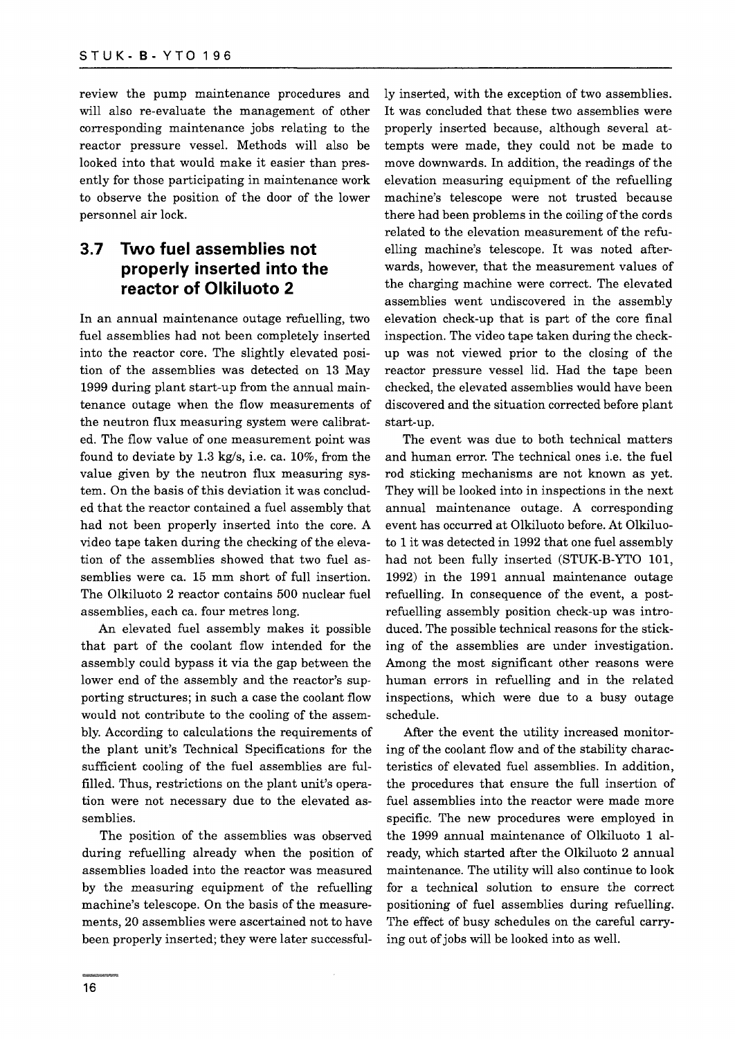review the pump maintenance procedures and will also re-evaluate the management of other corresponding maintenance jobs relating to the reactor pressure vessel. Methods will also be looked into that would make it easier than presently for those participating in maintenance work to observe the position of the door of the lower personnel air lock.

## 3.7 Two fuel assemblies not properly inserted into the reactor of Olkiluoto 2

In an annual maintenance outage refuelling, two fuel assemblies had not been completely inserted into the reactor core. The slightly elevated position of the assemblies was detected on 13 May 1999 during plant start-up from the annual maintenance outage when the flow measurements of the neutron flux measuring system were calibrated. The flow value of one measurement point was found to deviate by 1.3 kg/s, i.e. ca. 10%, from the value given by the neutron flux measuring system. On the basis of this deviation it was concluded that the reactor contained a fuel assembly that had not been properly inserted into the core. A video tape taken during the checking of the elevation of the assemblies showed that two fuel assemblies were ca. 15 mm short of full insertion. The Olkiluoto 2 reactor contains 500 nuclear fuel assemblies, each ca. four metres long.

An elevated fuel assembly makes it possible that part of the coolant flow intended for the assembly could bypass it via the gap between the lower end of the assembly and the reactor's supporting structures; in such a case the coolant flow would not contribute to the cooling of the assembly. According to calculations the requirements of the plant unit's Technical Specifications for the sufficient cooling of the fuel assemblies are fulfilled. Thus, restrictions on the plant unit's operation were not necessary due to the elevated assemblies.

The position of the assemblies was observed during refuelling already when the position of assemblies loaded into the reactor was measured by the measuring equipment of the refuelling machine's telescope. On the basis of the measurements, 20 assemblies were ascertained not to have been properly inserted; they were later successfully inserted, with the exception of two assemblies. It was concluded that these two assemblies were properly inserted because, although several attempts were made, they could not be made to move downwards. In addition, the readings of the elevation measuring equipment of the refuelling machine's telescope were not trusted because there had been problems in the coiling of the cords related to the elevation measurement of the refuelling machine's telescope. It was noted afterwards, however, that the measurement values of the charging machine were correct. The elevated assemblies went undiscovered in the assembly elevation check-up that is part of the core final inspection. The video tape taken during the check-up was not viewed prior to the closing of the reactor pressure vessel lid. Had the tape been checked, the elevated assemblies would have been discovered and the situation corrected before plant start-up.

The event was due to both technical matters and human error. The technical ones i.e. the fuel rod sticking mechanisms are not known as yet. They will be looked into in inspections in the next annual maintenance outage. A corresponding event has occurred at Olkiluoto before. At Olkiluoto 1 it was detected in 1992 that one fuel assembly had not been fully inserted (STUK-B-YTO 101, 1992) in the 1991 annual maintenance outage refuelling. In consequence of the event, a post-refuelling assembly position check-up was introduced. The possible technical reasons for the sticking of the assemblies are under investigation. Among the most significant other reasons were human errors in refuelling and in the related inspections, which were due to a busy outage schedule.

After the event the utility increased monitoring of the coolant flow and of the stability characteristics of elevated fuel assemblies. In addition, the procedures that ensure the full insertion of fuel assemblies into the reactor were made more specific. The new procedures were employed in the 1999 annual maintenance of Olkiluoto 1 already, which started after the Olkiluoto 2 annual maintenance. The utility will also continue to look for a technical solution to ensure the correct positioning of fuel assemblies during refuelling. The effect of busy schedules on the careful carrying out of jobs will be looked into as well.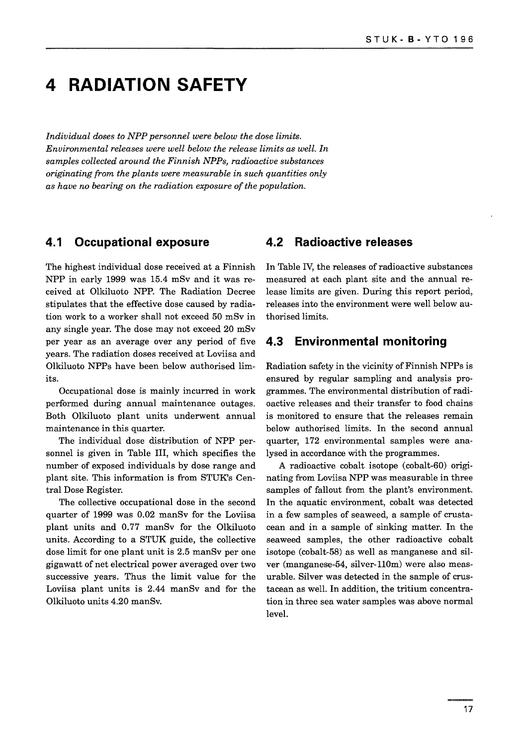# 4 RADIATION SAFETY

*Individual doses to NPP personnel were below the dose limits. Environmental releases were well below the release limits as well. In samples collected around the Finnish NPPs, radioactive substances originating from the plants were measurable in such quantities only as have no bearing on the radiation exposure of the population.*

## 4.1 Occupational exposure

The highest individual dose received at a Finnish NPP in early 1999 was 15.4 mSv and it was received at Olkiluoto NPP. The Radiation Decree stipulates that the effective dose caused by radiation work to a worker shall not exceed 50 mSv in any single year. The dose may not exceed 20 mSv per year as an average over any period of five years. The radiation doses received at Loviisa and Olkiluoto NPPs have been below authorised limits.

Occupational dose is mainly incurred in work performed during annual maintenance outages. Both Olkiluoto plant units underwent annual maintenance in this quarter.

The individual dose distribution of NPP personnel is given in Table III, which specifies the number of exposed individuals by dose range and plant site. This information is from STUK's Central Dose Register.

The collective occupational dose in the second quarter of 1999 was 0.02 manSv for the Loviisa plant units and 0.77 manSv for the Olkiluoto units. According to a STUK guide, the collective dose limit for one plant unit is 2.5 manSv per one gigawatt of net electrical power averaged over two successive years. Thus the limit value for the Loviisa plant units is 2.44 manSv and for the Olkiluoto units 4.20 manSv.

## 4.2 Radioactive releases

In Table IV, the releases of radioactive substances measured at each plant site and the annual release limits are given. During this report period, releases into the environment were well below authorised limits.

## 4.3 Environmental monitoring

Radiation safety in the vicinity of Finnish NPPs is ensured by regular sampling and analysis programmes. The environmental distribution of radioactive releases and their transfer to food chains is monitored to ensure that the releases remain below authorised limits. In the second annual quarter, 172 environmental samples were analysed in accordance with the programmes.

A radioactive cobalt isotope (cobalt-60) originating from Loviisa NPP was measurable in three samples of fallout from the plant's environment. In the aquatic environment, cobalt was detected in a few samples of seaweed, a sample of crustacean and in a sample of sinking matter. In the seaweed samples, the other radioactive cobalt isotope (cobalt-58) as well as manganese and silver (manganese-54, silver-110m) were also measurable. Silver was detected in the sample of crustacean as well. In addition, the tritium concentration in three sea water samples was above normal level.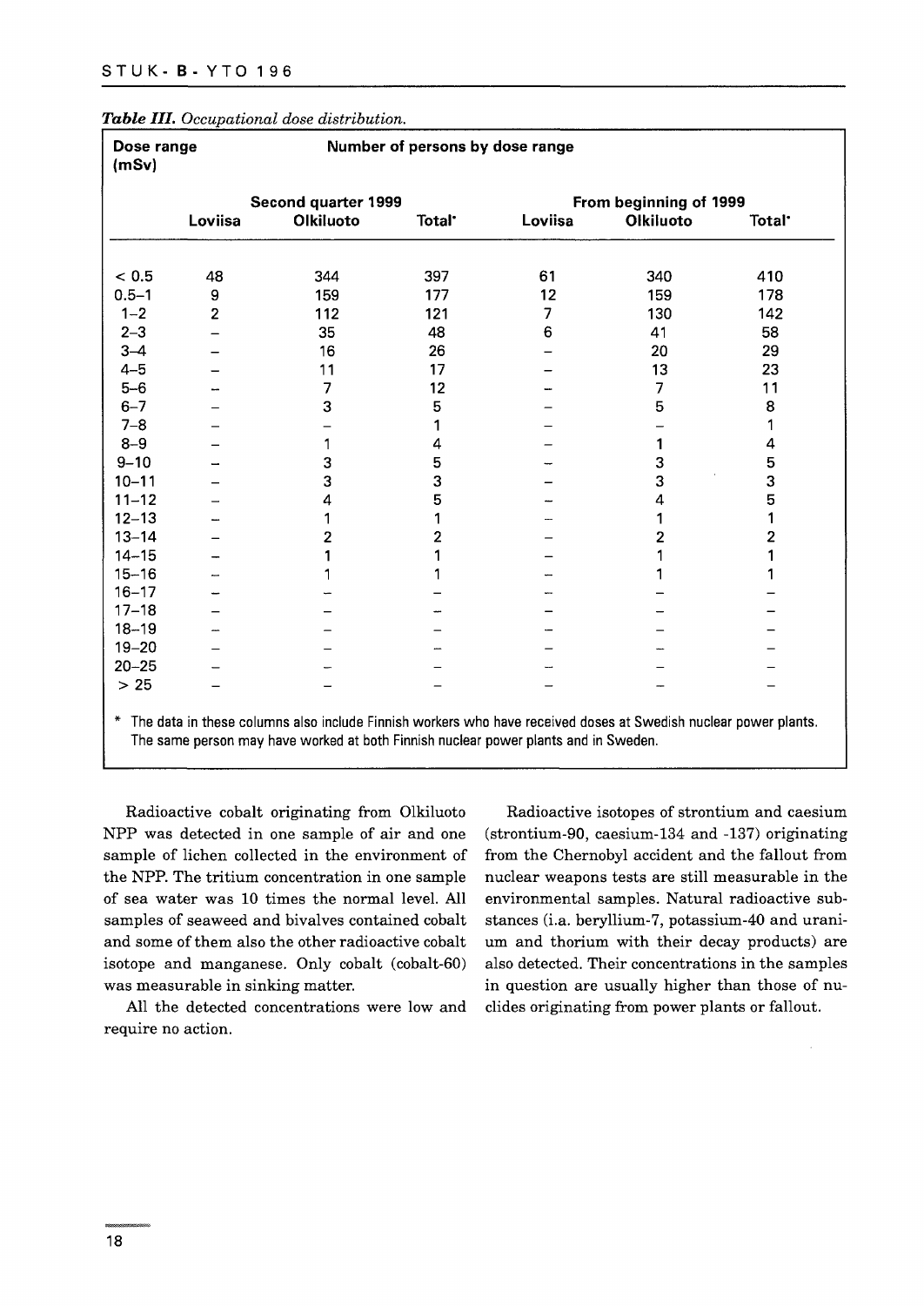*Table III. Occupational dose distribution.*

| Dose range (mSv) | Number of persons by dose range | | | | | |
|---|---|---|---|---|---|---|
| | Second quarter 1999 | | | From beginning of 1999 | | |
| | Loviisa | Olkiluoto | Total* | Loviisa | Olkiluoto | Total* |
| < 0.5 | 48 | 344 | 397 | 61 | 340 | 410 |
| 0.5–1 | 9 | 159 | 177 | 12 | 159 | 178 |
| 1–2 | 2 | 112 | 121 | 7 | 130 | 142 |
| 2–3 | – | 35 | 48 | 6 | 41 | 58 |
| 3–4 | – | 16 | 26 | – | 20 | 29 |
| 4–5 | – | 11 | 17 | – | 13 | 23 |
| 5–6 | – | 7 | 12 | – | 7 | 11 |
| 6–7 | – | 3 | 5 | – | 5 | 8 |
| 7–8 | – | – | 1 | – | – | 1 |
| 8–9 | – | 1 | 4 | – | 1 | 4 |
| 9–10 | – | 3 | 5 | – | 3 | 5 |
| 10–11 | – | 3 | 3 | – | 3 | 3 |
| 11–12 | – | 4 | 5 | – | 4 | 5 |
| 12–13 | – | 1 | 1 | – | 1 | 1 |
| 13–14 | – | 2 | 2 | – | 2 | 2 |
| 14–15 | – | 1 | 1 | – | 1 | 1 |
| 15–16 | – | 1 | 1 | – | 1 | 1 |
| 16–17 | – | – | – | – | – | – |
| 17–18 | – | – | – | – | – | – |
| 18–19 | – | – | – | – | – | – |
| 19–20 | – | – | – | – | – | – |
| 20–25 | – | – | – | – | – | – |
| > 25 | – | – | – | – | – | – |

\* The data in these columns also include Finnish workers who have received doses at Swedish nuclear power plants. The same person may have worked at both Finnish nuclear power plants and in Sweden.

Radioactive cobalt originating from Olkiluoto NPP was detected in one sample of air and one sample of lichen collected in the environment of the NPP. The tritium concentration in one sample of sea water was 10 times the normal level. All samples of seaweed and bivalves contained cobalt and some of them also the other radioactive cobalt isotope and manganese. Only cobalt (cobalt-60) was measurable in sinking matter.

All the detected concentrations were low and require no action.

Radioactive isotopes of strontium and caesium (strontium-90, caesium-134 and -137) originating from the Chernobyl accident and the fallout from nuclear weapons tests are still measurable in the environmental samples. Natural radioactive substances (i.a. beryllium-7, potassium-40 and uranium and thorium with their decay products) are also detected. Their concentrations in the samples in question are usually higher than those of nuclides originating from power plants or fallout.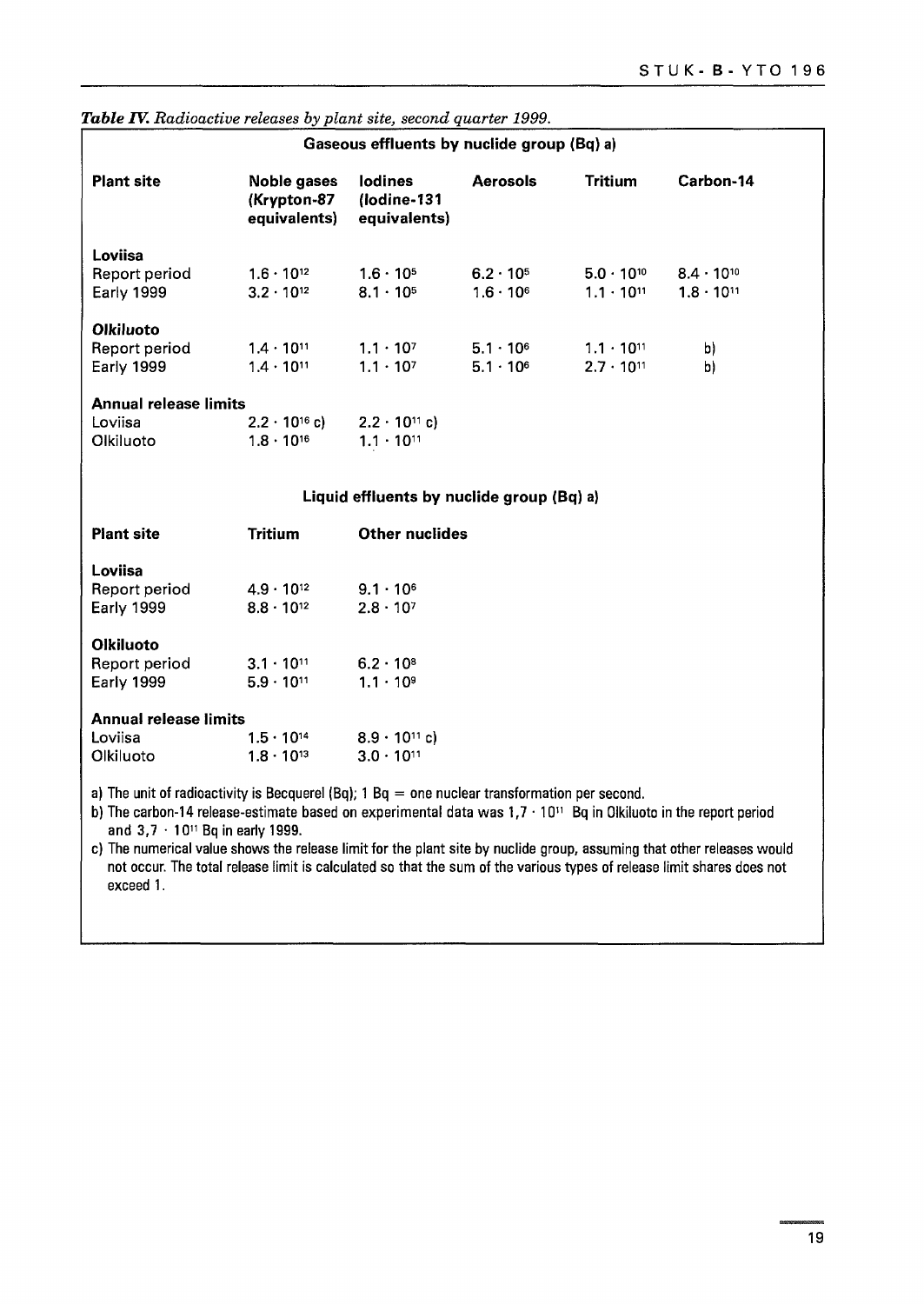*Table IV. Radioactive releases by plant site, second quarter 1999.*

**Gaseous effluents by nuclide group (Bq) a)**

| Plant site | Noble gases (Krypton-87 equivalents) | Iodines (Iodine-131 equivalents) | Aerosols | Tritium | Carbon-14 |
|---|---|---|---|---|---|
| **Loviisa** | | | | | |
| Report period | $1.6 \cdot 10^{12}$ | $1.6 \cdot 10^{5}$ | $6.2 \cdot 10^{5}$ | $5.0 \cdot 10^{10}$ | $8.4 \cdot 10^{10}$ |
| Early 1999 | $3.2 \cdot 10^{12}$ | $8.1 \cdot 10^{5}$ | $1.6 \cdot 10^{6}$ | $1.1 \cdot 10^{11}$ | $1.8 \cdot 10^{11}$ |
| **Olkiluoto** | | | | | |
| Report period | $1.4 \cdot 10^{11}$ | $1.1 \cdot 10^{7}$ | $5.1 \cdot 10^{6}$ | $1.1 \cdot 10^{11}$ | b) |
| Early 1999 | $1.4 \cdot 10^{11}$ | $1.1 \cdot 10^{7}$ | $5.1 \cdot 10^{6}$ | $2.7 \cdot 10^{11}$ | b) |
| **Annual release limits** | | | | | |
| Loviisa | $2.2 \cdot 10^{16}$ c) | $2.2 \cdot 10^{11}$ c) | | | |
| Olkiluoto | $1.8 \cdot 10^{16}$ | $1.1 \cdot 10^{11}$ | | | |

**Liquid effluents by nuclide group (Bq) a)**

| Plant site | Tritium | Other nuclides |
|---|---|---|
| **Loviisa** | | |
| Report period | $4.9 \cdot 10^{12}$ | $9.1 \cdot 10^{6}$ |
| Early 1999 | $8.8 \cdot 10^{12}$ | $2.8 \cdot 10^{7}$ |
| **Olkiluoto** | | |
| Report period | $3.1 \cdot 10^{11}$ | $6.2 \cdot 10^{8}$ |
| Early 1999 | $5.9 \cdot 10^{11}$ | $1.1 \cdot 10^{9}$ |
| **Annual release limits** | | |
| Loviisa | $1.5 \cdot 10^{14}$ | $8.9 \cdot 10^{11}$ c) |
| Olkiluoto | $1.8 \cdot 10^{13}$ | $3.0 \cdot 10^{11}$ |

a) The unit of radioactivity is Becquerel (Bq); 1 Bq = one nuclear transformation per second.

b) The carbon-14 release-estimate based on experimental data was $1,7 \cdot 10^{11}$ Bq in Olkiluoto in the report period and $3,7 \cdot 10^{11}$ Bq in early 1999.

c) The numerical value shows the release limit for the plant site by nuclide group, assuming that other releases would not occur. The total release limit is calculated so that the sum of the various types of release limit shares does not exceed 1.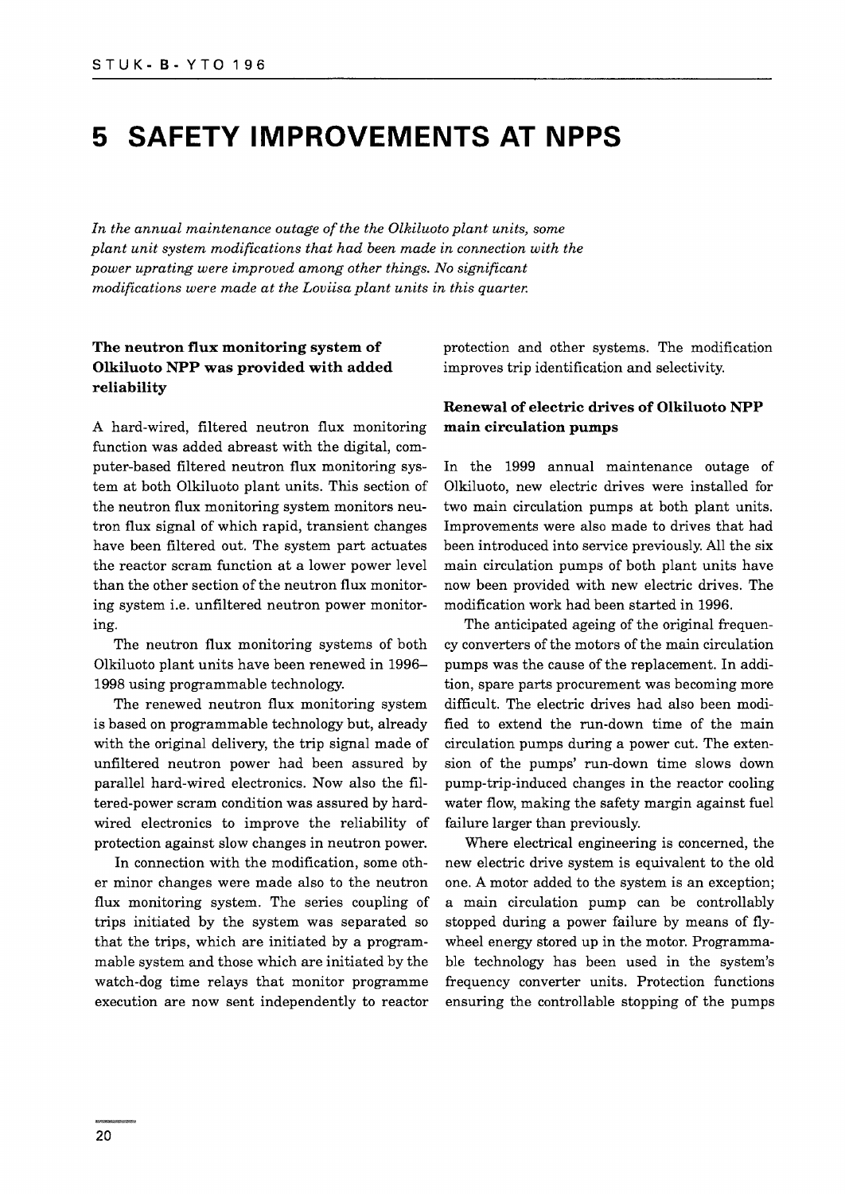# 5 SAFETY IMPROVEMENTS AT NPPS

*In the annual maintenance outage of the the Olkiluoto plant units, some plant unit system modifications that had been made in connection with the power uprating were improved among other things. No significant modifications were made at the Loviisa plant units in this quarter.*

### The neutron flux monitoring system of Olkiluoto NPP was provided with added reliability

A hard-wired, filtered neutron flux monitoring function was added abreast with the digital, computer-based filtered neutron flux monitoring system at both Olkiluoto plant units. This section of the neutron flux monitoring system monitors neutron flux signal of which rapid, transient changes have been filtered out. The system part actuates the reactor scram function at a lower power level than the other section of the neutron flux monitoring system i.e. unfiltered neutron power monitoring.

The neutron flux monitoring systems of both Olkiluoto plant units have been renewed in 1996–1998 using programmable technology.

The renewed neutron flux monitoring system is based on programmable technology but, already with the original delivery, the trip signal made of unfiltered neutron power had been assured by parallel hard-wired electronics. Now also the filtered-power scram condition was assured by hard-wired electronics to improve the reliability of protection against slow changes in neutron power.

In connection with the modification, some other minor changes were made also to the neutron flux monitoring system. The series coupling of trips initiated by the system was separated so that the trips, which are initiated by a programmable system and those which are initiated by the watch-dog time relays that monitor programme execution are now sent independently to reactor protection and other systems. The modification improves trip identification and selectivity.

### Renewal of electric drives of Olkiluoto NPP main circulation pumps

In the 1999 annual maintenance outage of Olkiluoto, new electric drives were installed for two main circulation pumps at both plant units. Improvements were also made to drives that had been introduced into service previously. All the six main circulation pumps of both plant units have now been provided with new electric drives. The modification work had been started in 1996.

The anticipated ageing of the original frequency converters of the motors of the main circulation pumps was the cause of the replacement. In addition, spare parts procurement was becoming more difficult. The electric drives had also been modified to extend the run-down time of the main circulation pumps during a power cut. The extension of the pumps' run-down time slows down pump-trip-induced changes in the reactor cooling water flow, making the safety margin against fuel failure larger than previously.

Where electrical engineering is concerned, the new electric drive system is equivalent to the old one. A motor added to the system is an exception; a main circulation pump can be controllably stopped during a power failure by means of flywheel energy stored up in the motor. Programmable technology has been used in the system's frequency converter units. Protection functions ensuring the controllable stopping of the pumps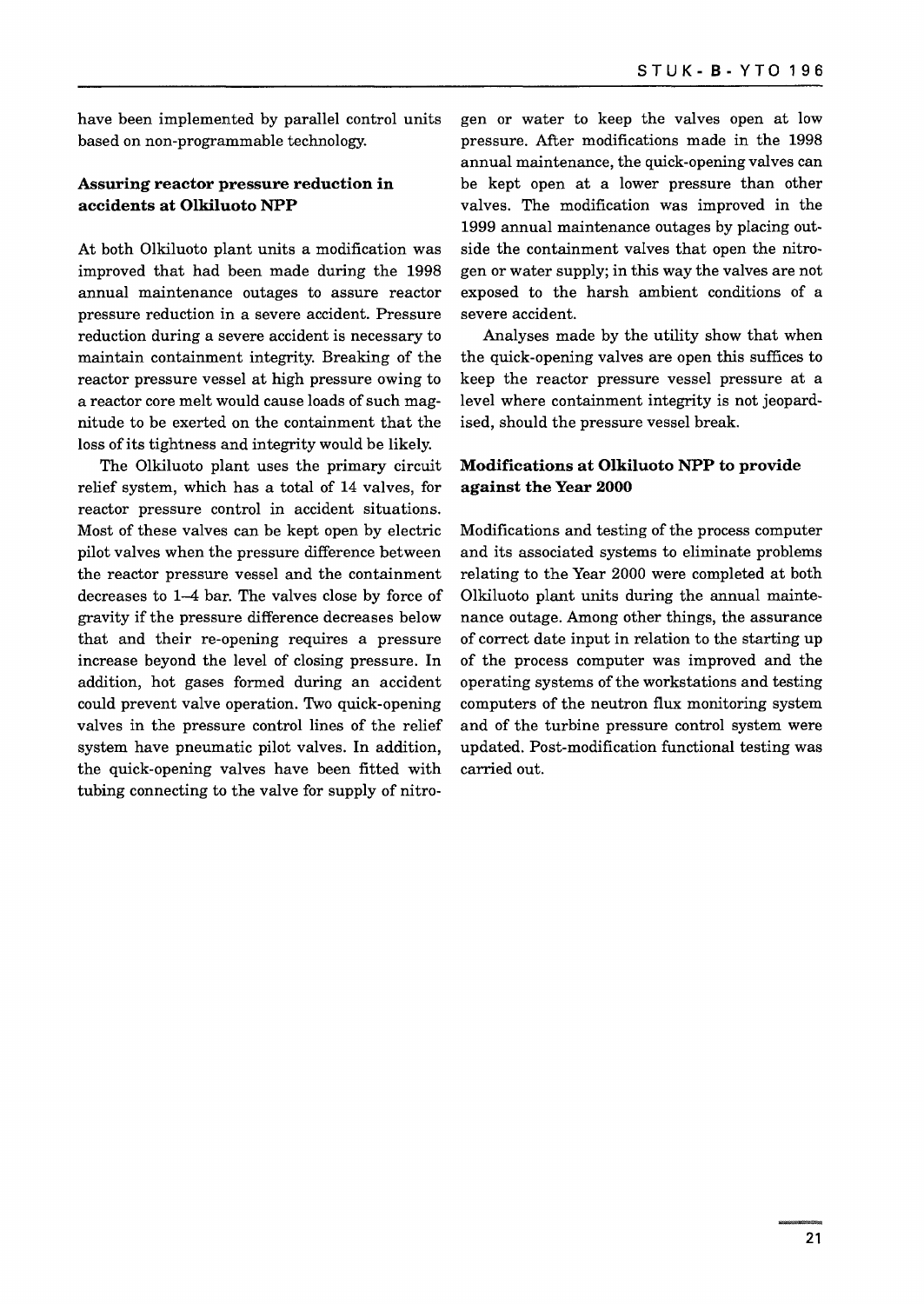have been implemented by parallel control units based on non-programmable technology.

### Assuring reactor pressure reduction in accidents at Olkiluoto NPP

At both Olkiluoto plant units a modification was improved that had been made during the 1998 annual maintenance outages to assure reactor pressure reduction in a severe accident. Pressure reduction during a severe accident is necessary to maintain containment integrity. Breaking of the reactor pressure vessel at high pressure owing to a reactor core melt would cause loads of such magnitude to be exerted on the containment that the loss of its tightness and integrity would be likely.

The Olkiluoto plant uses the primary circuit relief system, which has a total of 14 valves, for reactor pressure control in accident situations. Most of these valves can be kept open by electric pilot valves when the pressure difference between the reactor pressure vessel and the containment decreases to 1–4 bar. The valves close by force of gravity if the pressure difference decreases below that and their re-opening requires a pressure increase beyond the level of closing pressure. In addition, hot gases formed during an accident could prevent valve operation. Two quick-opening valves in the pressure control lines of the relief system have pneumatic pilot valves. In addition, the quick-opening valves have been fitted with tubing connecting to the valve for supply of nitrogen or water to keep the valves open at low pressure. After modifications made in the 1998 annual maintenance, the quick-opening valves can be kept open at a lower pressure than other valves. The modification was improved in the 1999 annual maintenance outages by placing outside the containment valves that open the nitrogen or water supply; in this way the valves are not exposed to the harsh ambient conditions of a severe accident.

Analyses made by the utility show that when the quick-opening valves are open this suffices to keep the reactor pressure vessel pressure at a level where containment integrity is not jeopardised, should the pressure vessel break.

### Modifications at Olkiluoto NPP to provide against the Year 2000

Modifications and testing of the process computer and its associated systems to eliminate problems relating to the Year 2000 were completed at both Olkiluoto plant units during the annual maintenance outage. Among other things, the assurance of correct date input in relation to the starting up of the process computer was improved and the operating systems of the workstations and testing computers of the neutron flux monitoring system and of the turbine pressure control system were updated. Post-modification functional testing was carried out.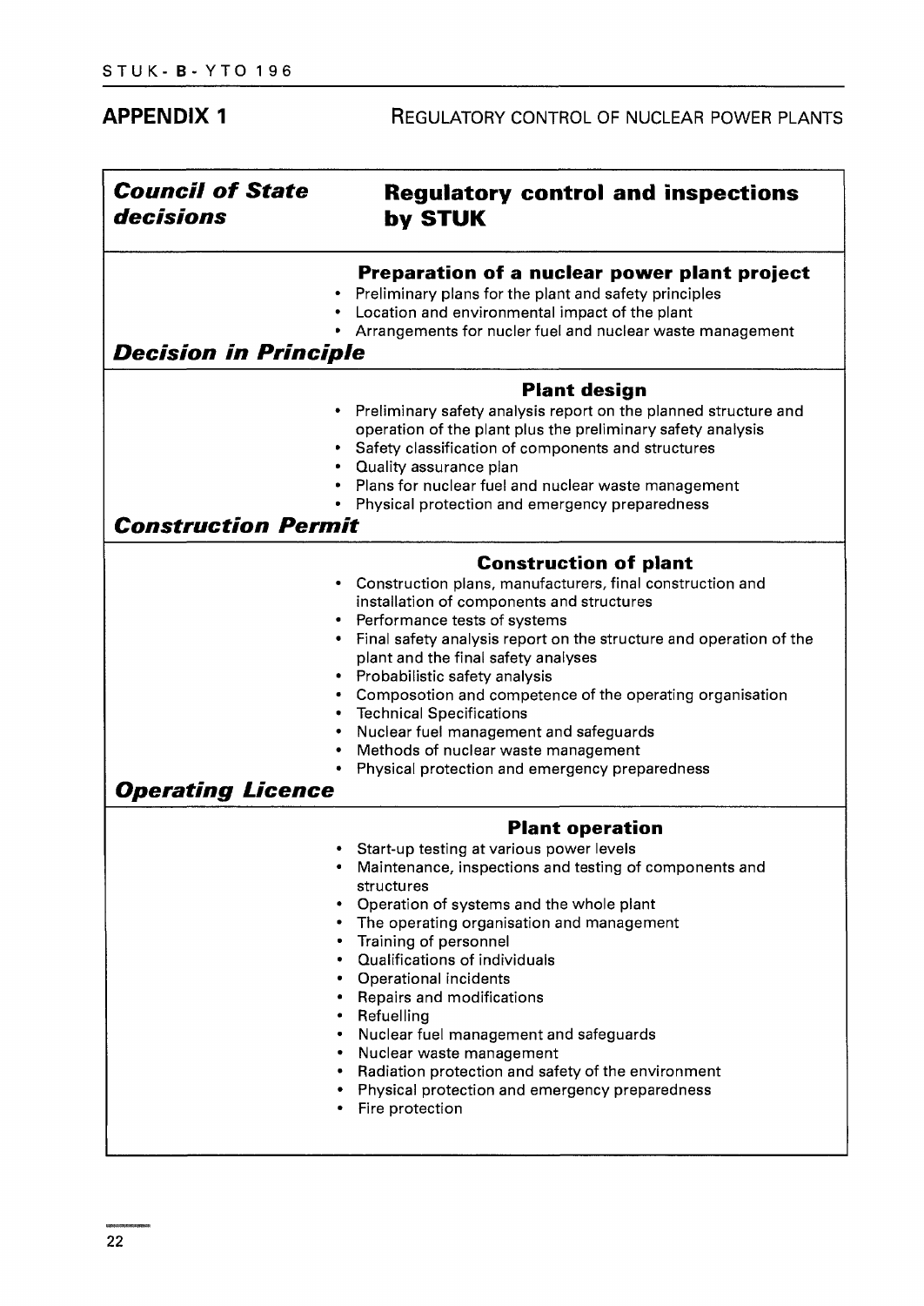# APPENDIX 1

REGULATORY CONTROL OF NUCLEAR POWER PLANTS

| *Council of State decisions* | Regulatory control and inspections by STUK |
| --- | --- |
| | **Preparation of a nuclear power plant project**<br>• Preliminary plans for the plant and safety principles<br>• Location and environmental impact of the plant<br>• Arrangements for nucler fuel and nuclear waste management |
| ***Decision in Principle*** | |
| | **Plant design**<br>• Preliminary safety analysis report on the planned structure and operation of the plant plus the preliminary safety analysis<br>• Safety classification of components and structures<br>• Quality assurance plan<br>• Plans for nuclear fuel and nuclear waste management<br>• Physical protection and emergency preparedness |
| ***Construction Permit*** | |
| | **Construction of plant**<br>• Construction plans, manufacturers, final construction and installation of components and structures<br>• Performance tests of systems<br>• Final safety analysis report on the structure and operation of the plant and the final safety analyses<br>• Probabilistic safety analysis<br>• Composotion and competence of the operating organisation<br>• Technical Specifications<br>• Nuclear fuel management and safeguards<br>• Methods of nuclear waste management<br>• Physical protection and emergency preparedness |
| ***Operating Licence*** | |
| | **Plant operation**<br>• Start-up testing at various power levels<br>• Maintenance, inspections and testing of components and structures<br>• Operation of systems and the whole plant<br>• The operating organisation and management<br>• Training of personnel<br>• Qualifications of individuals<br>• Operational incidents<br>• Repairs and modifications<br>• Refuelling<br>• Nuclear fuel management and safeguards<br>• Nuclear waste management<br>• Radiation protection and safety of the environment<br>• Physical protection and emergency preparedness<br>• Fire protection |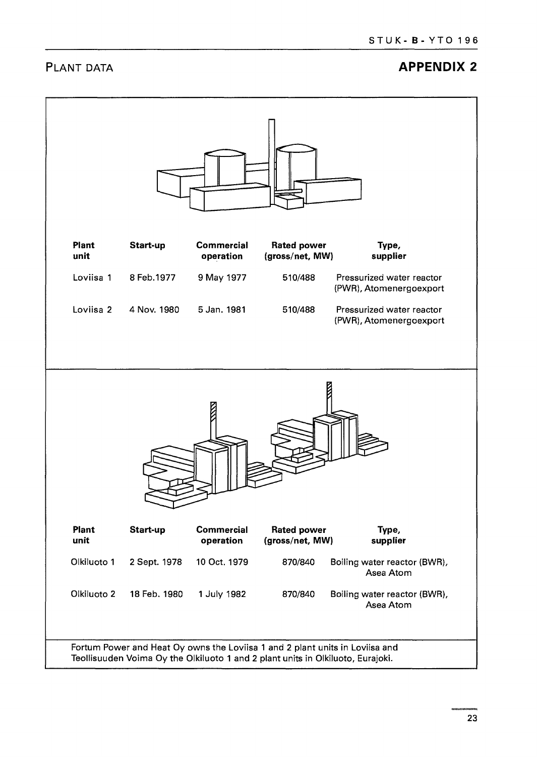## PLANT DATA

## APPENDIX 2

| Plant unit | Start-up | Commercial operation | Rated power (gross/net, MW) | Type, supplier |
|---|---|---|---|---|
| Loviisa 1 | 8 Feb.1977 | 9 May 1977 | 510/488 | Pressurized water reactor (PWR), Atomenergoexport |
| Loviisa 2 | 4 Nov. 1980 | 5 Jan. 1981 | 510/488 | Pressurized water reactor (PWR), Atomenergoexport |

| Plant unit | Start-up | Commercial operation | Rated power (gross/net, MW) | Type, supplier |
|---|---|---|---|---|
| Olkiluoto 1 | 2 Sept. 1978 | 10 Oct. 1979 | 870/840 | Boiling water reactor (BWR), Asea Atom |
| Olkiluoto 2 | 18 Feb. 1980 | 1 July 1982 | 870/840 | Boiling water reactor (BWR), Asea Atom |

Fortum Power and Heat Oy owns the Loviisa 1 and 2 plant units in Loviisa and Teollisuuden Voima Oy the Olkiluoto 1 and 2 plant units in Olkiluoto, Eurajoki.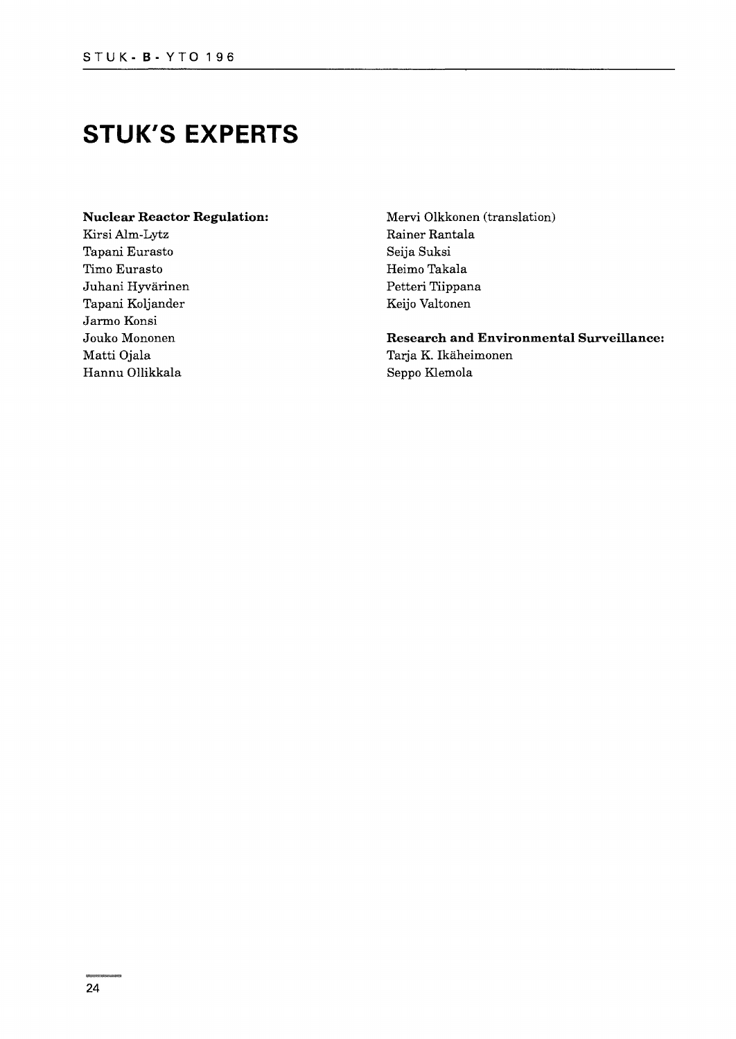# STUK'S EXPERTS

**Nuclear Reactor Regulation:**
Kirsi Alm-Lytz
Tapani Eurasto
Timo Eurasto
Juhani Hyvärinen
Tapani Koljander
Jarmo Konsi
Jouko Mononen
Matti Ojala
Hannu Ollikkala
Mervi Olkkonen (translation)
Rainer Rantala
Seija Suksi
Heimo Takala
Petteri Tiippana
Keijo Valtonen

**Research and Environmental Surveillance:**
Tarja K. Ikäheimonen
Seppo Klemola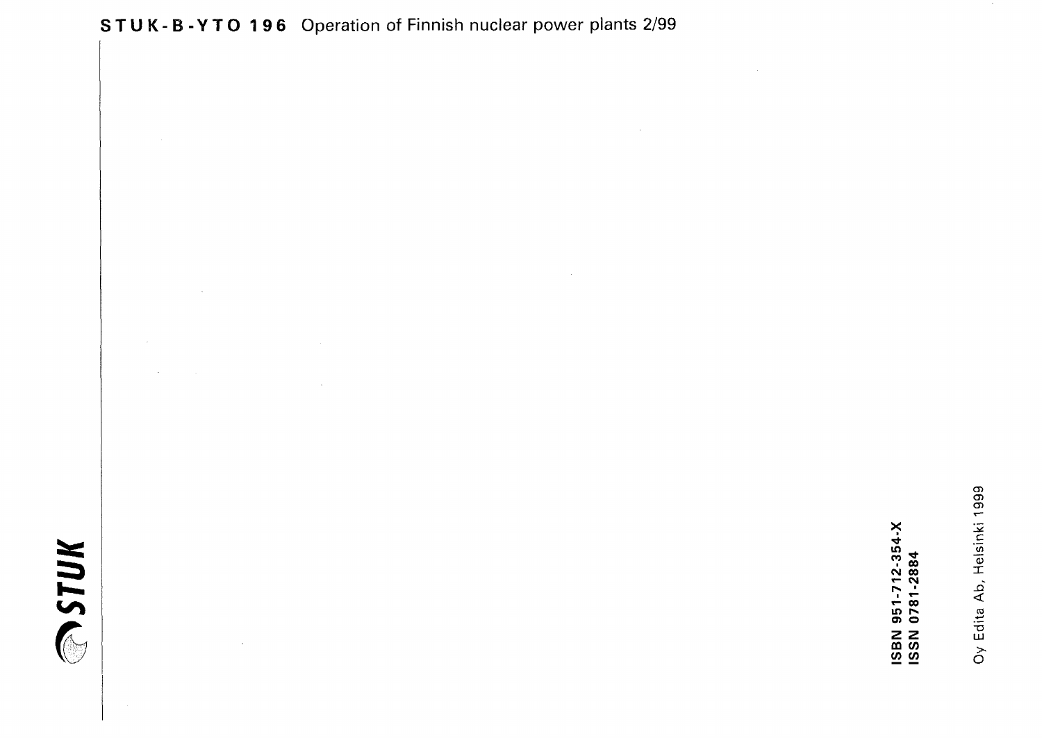**STUK-B-YTO 196** Operation of Finnish nuclear power plants 2/99

STUK

**ISBN 951-712-354-X**
**ISSN 0781-2884**

Oy Edita Ab, Helsinki 1999